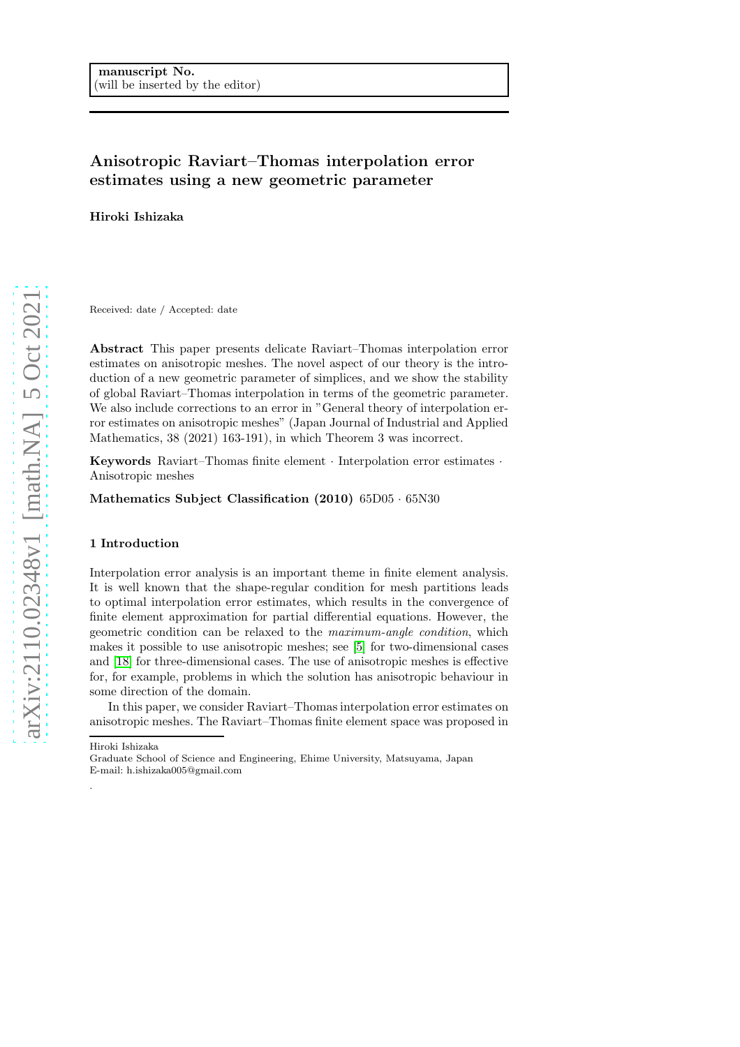**manuscript No.**
(will be inserted by the editor)

# Anisotropic Raviart–Thomas interpolation error estimates using a new geometric parameter

**Hiroki Ishizaka**

Received: date / Accepted: date

**Abstract** This paper presents delicate Raviart–Thomas interpolation error estimates on anisotropic meshes. The novel aspect of our theory is the introduction of a new geometric parameter of simplices, and we show the stability of global Raviart–Thomas interpolation in terms of the geometric parameter. We also include corrections to an error in "General theory of interpolation error estimates on anisotropic meshes" (Japan Journal of Industrial and Applied Mathematics, 38 (2021) 163-191), in which Theorem 3 was incorrect.

**Keywords** Raviart–Thomas finite element · Interpolation error estimates · Anisotropic meshes

**Mathematics Subject Classification (2010)** 65D05 · 65N30

## 1 Introduction

Interpolation error analysis is an important theme in finite element analysis. It is well known that the shape-regular condition for mesh partitions leads to optimal interpolation error estimates, which results in the convergence of finite element approximation for partial differential equations. However, the geometric condition can be relaxed to the *maximum-angle condition*, which makes it possible to use anisotropic meshes; see [5] for two-dimensional cases and [18] for three-dimensional cases. The use of anisotropic meshes is effective for, for example, problems in which the solution has anisotropic behaviour in some direction of the domain.

In this paper, we consider Raviart–Thomas interpolation error estimates on anisotropic meshes. The Raviart–Thomas finite element space was proposed in

Hiroki Ishizaka
Graduate School of Science and Engineering, Ehime University, Matsuyama, Japan
E-mail: h.ishizaka005@gmail.com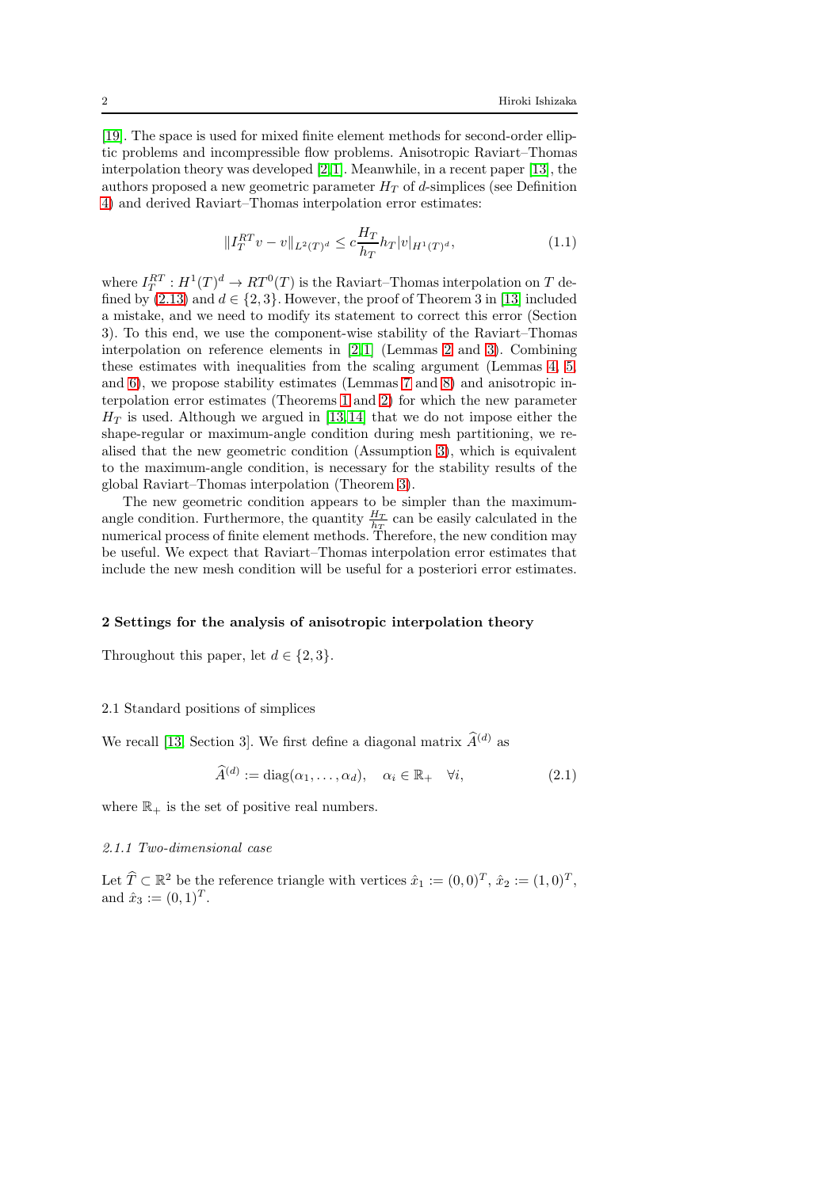[19]. The space is used for mixed finite element methods for second-order elliptic problems and incompressible flow problems. Anisotropic Raviart–Thomas interpolation theory was developed [2,1]. Meanwhile, in a recent paper [13], the authors proposed a new geometric parameter $H_T$ of $d$-simplices (see Definition 4) and derived Raviart–Thomas interpolation error estimates:

$$\|I_T^{RT} v - v\|_{L^2(T)^d} \leq c \frac{H_T}{h_T} h_T |v|_{H^1(T)^d}, \tag{1.1}$$

where $I_T^{RT} : H^1(T)^d \to RT^0(T)$ is the Raviart–Thomas interpolation on $T$ defined by (2.13) and $d \in \{2, 3\}$. However, the proof of Theorem 3 in [13] included a mistake, and we need to modify its statement to correct this error (Section 3). To this end, we use the component-wise stability of the Raviart–Thomas interpolation on reference elements in [2,1] (Lemmas 2 and 3). Combining these estimates with inequalities from the scaling argument (Lemmas 4, 5, and 6), we propose stability estimates (Lemmas 7 and 8) and anisotropic interpolation error estimates (Theorems 1 and 2) for which the new parameter $H_T$ is used. Although we argued in [13,14] that we do not impose either the shape-regular or maximum-angle condition during mesh partitioning, we realised that the new geometric condition (Assumption 3), which is equivalent to the maximum-angle condition, is necessary for the stability results of the global Raviart–Thomas interpolation (Theorem 3).

The new geometric condition appears to be simpler than the maximum-angle condition. Furthermore, the quantity $\frac{H_T}{h_T}$ can be easily calculated in the numerical process of finite element methods. Therefore, the new condition may be useful. We expect that Raviart–Thomas interpolation error estimates that include the new mesh condition will be useful for a posteriori error estimates.

## 2 Settings for the analysis of anisotropic interpolation theory

Throughout this paper, let $d \in \{2, 3\}$.

### 2.1 Standard positions of simplices

We recall [13, Section 3]. We first define a diagonal matrix $\widehat{A}^{(d)}$ as

$$\widehat{A}^{(d)} := \mathrm{diag}(\alpha_1, \dots, \alpha_d), \quad \alpha_i \in \mathbb{R}_+ \quad \forall i, \tag{2.1}$$

where $\mathbb{R}_+$ is the set of positive real numbers.

#### *2.1.1 Two-dimensional case*

Let $\widehat{T} \subset \mathbb{R}^2$ be the reference triangle with vertices $\hat{x}_1 := (0,0)^T$, $\hat{x}_2 := (1,0)^T$, and $\hat{x}_3 := (0,1)^T$.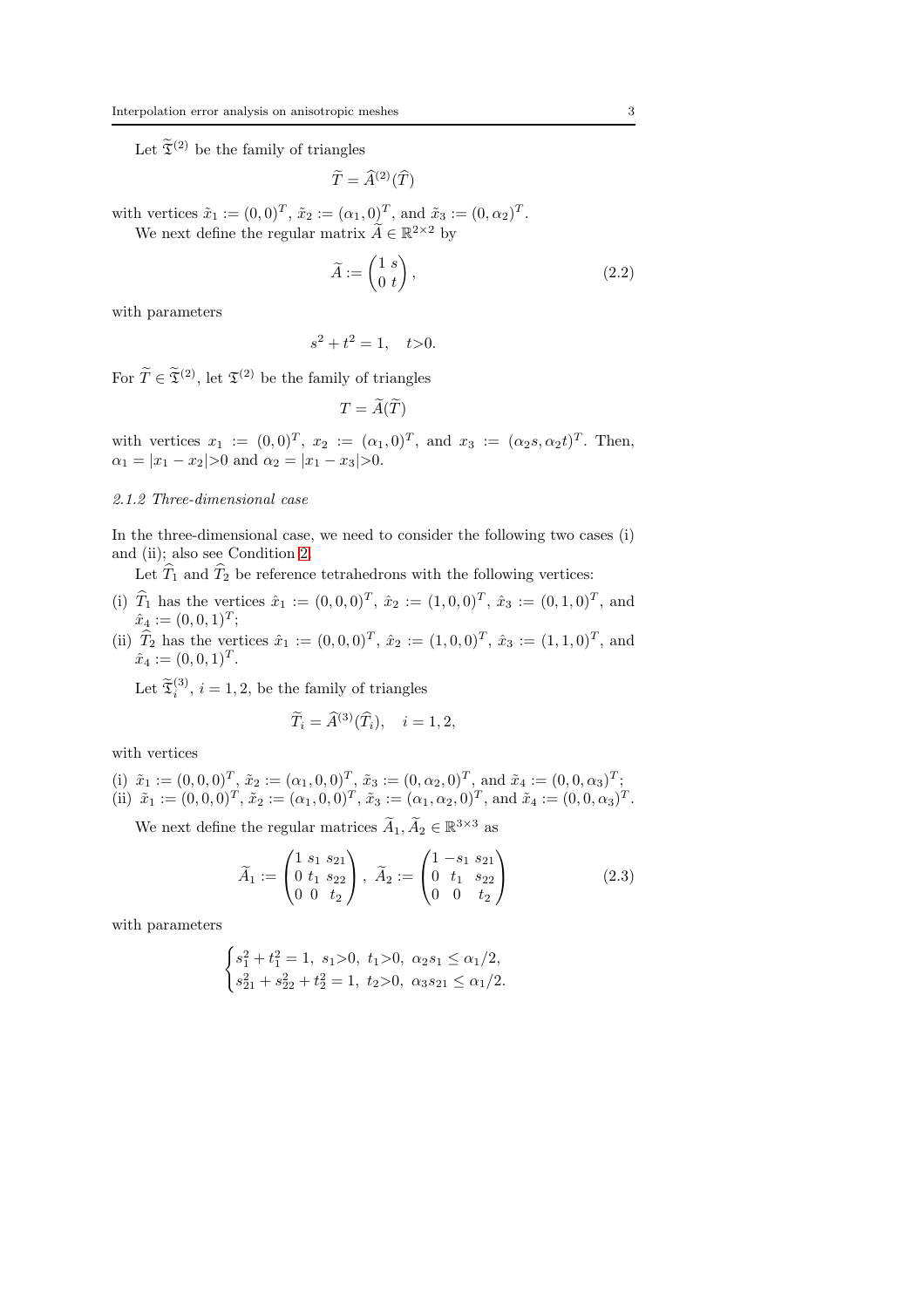Let $\widetilde{\mathfrak{T}}^{(2)}$ be the family of triangles

$$
\widetilde{T} = \widehat{A}^{(2)}(\widehat{T})
$$

with vertices $\tilde{x}_1 := (0,0)^T$, $\tilde{x}_2 := (\alpha_1, 0)^T$, and $\tilde{x}_3 := (0, \alpha_2)^T$.

We next define the regular matrix $\widetilde{A} \in \mathbb{R}^{2 \times 2}$ by

$$
\widetilde{A} := \begin{pmatrix} 1 & s \\ 0 & t \end{pmatrix}, \tag{2.2}
$$

with parameters

$$
s^2 + t^2 = 1, \quad t > 0.
$$

For $\widetilde{T} \in \widetilde{\mathfrak{T}}^{(2)}$, let $\mathfrak{T}^{(2)}$ be the family of triangles

$$
T = \widetilde{A}(\widetilde{T})
$$

with vertices $x_1 := (0,0)^T$, $x_2 := (\alpha_1, 0)^T$, and $x_3 := (\alpha_2 s, \alpha_2 t)^T$. Then, $\alpha_1 = |x_1 - x_2| > 0$ and $\alpha_2 = |x_1 - x_3| > 0$.

*2.1.2 Three-dimensional case*

In the three-dimensional case, we need to consider the following two cases (i) and (ii); also see Condition 2.

Let $\widehat{T}_1$ and $\widehat{T}_2$ be reference tetrahedrons with the following vertices:

(i) $\widehat{T}_1$ has the vertices $\hat{x}_1 := (0,0,0)^T$, $\hat{x}_2 := (1,0,0)^T$, $\hat{x}_3 := (0,1,0)^T$, and $\hat{x}_4 := (0,0,1)^T$;
(ii) $\widehat{T}_2$ has the vertices $\hat{x}_1 := (0,0,0)^T$, $\hat{x}_2 := (1,0,0)^T$, $\hat{x}_3 := (1,1,0)^T$, and $\hat{x}_4 := (0,0,1)^T$.

Let $\widetilde{\mathfrak{T}}_i^{(3)}$, $i = 1, 2$, be the family of triangles

$$
\widetilde{T}_i = \widehat{A}^{(3)}(\widehat{T}_i), \quad i = 1, 2,
$$

with vertices

(i) $\tilde{x}_1 := (0,0,0)^T$, $\tilde{x}_2 := (\alpha_1, 0, 0)^T$, $\tilde{x}_3 := (0, \alpha_2, 0)^T$, and $\tilde{x}_4 := (0,0,\alpha_3)^T$;
(ii) $\tilde{x}_1 := (0,0,0)^T$, $\tilde{x}_2 := (\alpha_1, 0, 0)^T$, $\tilde{x}_3 := (\alpha_1, \alpha_2, 0)^T$, and $\tilde{x}_4 := (0,0,\alpha_3)^T$.

We next define the regular matrices $\widetilde{A}_1, \widetilde{A}_2 \in \mathbb{R}^{3 \times 3}$ as

$$
\widetilde{A}_1 := \begin{pmatrix} 1 & s_1 & s_{21} \\ 0 & t_1 & s_{22} \\ 0 & 0 & t_2 \end{pmatrix}, \ \widetilde{A}_2 := \begin{pmatrix} 1 & -s_1 & s_{21} \\ 0 & t_1 & s_{22} \\ 0 & 0 & t_2 \end{pmatrix} \tag{2.3}
$$

with parameters

$$
\begin{cases} s_1^2 + t_1^2 = 1, \ s_1 > 0, \ t_1 > 0, \ \alpha_2 s_1 \leq \alpha_1 / 2, \\ s_{21}^2 + s_{22}^2 + t_2^2 = 1, \ t_2 > 0, \ \alpha_3 s_{21} \leq \alpha_1 / 2. \end{cases}
$$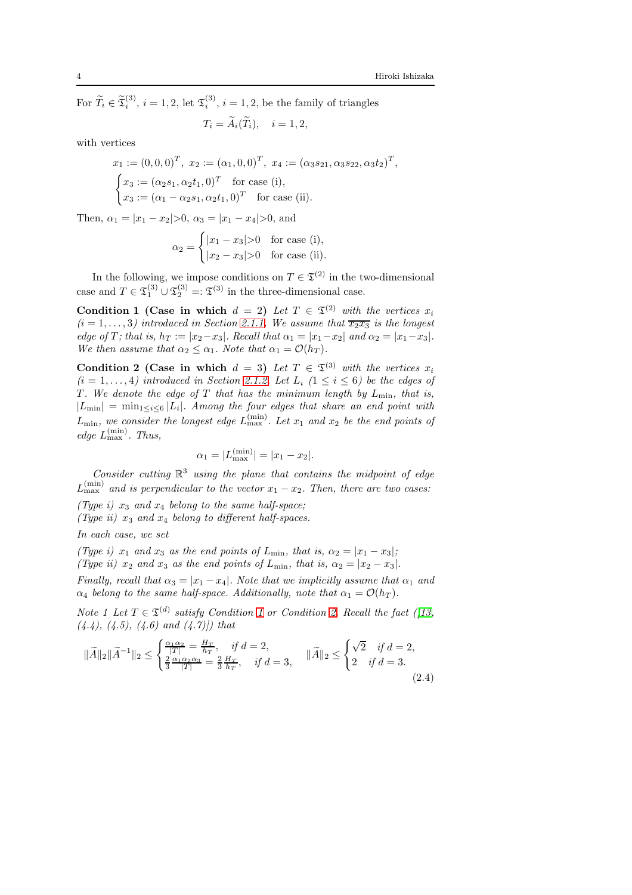For $\widetilde{T}_i \in \widetilde{\mathfrak{T}}_i^{(3)}$, $i = 1, 2$, let $\mathfrak{T}_i^{(3)}$, $i = 1, 2$, be the family of triangles

$$T_i = \widetilde{A}_i(\widetilde{T}_i), \quad i = 1, 2,$$

with vertices

$$x_1 := (0,0,0)^T, \; x_2 := (\alpha_1, 0, 0)^T, \; x_4 := (\alpha_3 s_{21}, \alpha_3 s_{22}, \alpha_3 t_2)^T,$$

$$\begin{cases} x_3 := (\alpha_2 s_1, \alpha_2 t_1, 0)^T & \text{for case (i)}, \\ x_3 := (\alpha_1 - \alpha_2 s_1, \alpha_2 t_1, 0)^T & \text{for case (ii)}. \end{cases}$$

Then, $\alpha_1 = |x_1 - x_2| > 0$, $\alpha_3 = |x_1 - x_4| > 0$, and

$$\alpha_2 = \begin{cases} |x_1 - x_3| > 0 & \text{for case (i)}, \\ |x_2 - x_3| > 0 & \text{for case (ii)}. \end{cases}$$

In the following, we impose conditions on $T \in \mathfrak{T}^{(2)}$ in the two-dimensional case and $T \in \mathfrak{T}_1^{(3)} \cup \mathfrak{T}_2^{(3)} =: \mathfrak{T}^{(3)}$ in the three-dimensional case.

**Condition 1 (Case in which $d = 2$)** *Let $T \in \mathfrak{T}^{(2)}$ with the vertices $x_i$ $(i = 1, \ldots, 3)$ introduced in Section 2.1.1. We assume that $\overline{x_2 x_3}$ is the longest edge of $T$; that is, $h_T := |x_2 - x_3|$. Recall that $\alpha_1 = |x_1 - x_2|$ and $\alpha_2 = |x_1 - x_3|$. We then assume that $\alpha_2 \leq \alpha_1$. Note that $\alpha_1 = \mathcal{O}(h_T)$.*

**Condition 2 (Case in which $d = 3$)** *Let $T \in \mathfrak{T}^{(3)}$ with the vertices $x_i$ $(i = 1, \ldots, 4)$ introduced in Section 2.1.2. Let $L_i$ $(1 \leq i \leq 6)$ be the edges of $T$. We denote the edge of $T$ that has the minimum length by $L_{\min}$, that is, $|L_{\min}| = \min_{1 \leq i \leq 6} |L_i|$. Among the four edges that share an end point with $L_{\min}$, we consider the longest edge $L_{\max}^{(\min)}$. Let $x_1$ and $x_2$ be the end points of edge $L_{\max}^{(\min)}$. Thus,*

$$\alpha_1 = |L_{\max}^{(\min)}| = |x_1 - x_2|.$$

*Consider cutting $\mathbb{R}^3$ using the plane that contains the midpoint of edge $L_{\max}^{(\min)}$ and is perpendicular to the vector $x_1 - x_2$. Then, there are two cases:*

*(Type i) $x_3$ and $x_4$ belong to the same half-space;*
*(Type ii) $x_3$ and $x_4$ belong to different half-spaces.*

*In each case, we set*

*(Type i) $x_1$ and $x_3$ as the end points of $L_{\min}$, that is, $\alpha_2 = |x_1 - x_3|$;*
*(Type ii) $x_2$ and $x_3$ as the end points of $L_{\min}$, that is, $\alpha_2 = |x_2 - x_3|$.*

*Finally, recall that $\alpha_3 = |x_1 - x_4|$. Note that we implicitly assume that $\alpha_1$ and $\alpha_4$ belong to the same half-space. Additionally, note that $\alpha_1 = \mathcal{O}(h_T)$.*

*Note 1 Let $T \in \mathfrak{T}^{(d)}$ satisfy Condition 1 or Condition 2. Recall the fact ([13, (4.4), (4.5), (4.6) and (4.7)]) that*

$$\|\widetilde{A}\|_2 \|\widetilde{A}^{-1}\|_2 \leq \begin{cases} \frac{\alpha_1 \alpha_2}{|T|} = \frac{H_T}{h_T}, & \text{if } d = 2, \\ \frac{2}{3} \frac{\alpha_1 \alpha_2 \alpha_3}{|T|} = \frac{2}{3} \frac{H_T}{h_T}, & \text{if } d = 3, \end{cases} \qquad \|\widetilde{A}\|_2 \leq \begin{cases} \sqrt{2} & \text{if } d = 2, \\ 2 & \text{if } d = 3. \end{cases} \tag{2.4}$$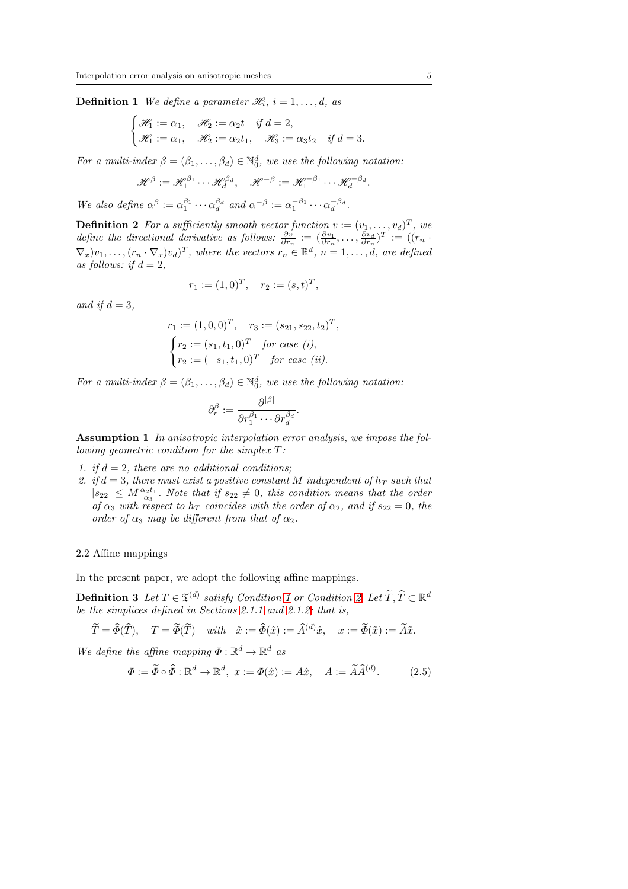**Definition 1** *We define a parameter $\mathscr{H}_i$, $i = 1, \ldots, d$, as*

$$\begin{cases} \mathscr{H}_1 := \alpha_1, \quad \mathscr{H}_2 := \alpha_2 t \quad \text{if } d = 2, \\ \mathscr{H}_1 := \alpha_1, \quad \mathscr{H}_2 := \alpha_2 t_1, \quad \mathscr{H}_3 := \alpha_3 t_2 \quad \text{if } d = 3. \end{cases}$$

*For a multi-index $\beta = (\beta_1, \ldots, \beta_d) \in \mathbb{N}_0^d$, we use the following notation:*

$$\mathscr{H}^\beta := \mathscr{H}_1^{\beta_1} \cdots \mathscr{H}_d^{\beta_d}, \quad \mathscr{H}^{-\beta} := \mathscr{H}_1^{-\beta_1} \cdots \mathscr{H}_d^{-\beta_d}.$$

*We also define $\alpha^\beta := \alpha_1^{\beta_1} \cdots \alpha_d^{\beta_d}$ and $\alpha^{-\beta} := \alpha_1^{-\beta_1} \cdots \alpha_d^{-\beta_d}$.*

**Definition 2** *For a sufficiently smooth vector function $v := (v_1, \ldots, v_d)^T$, we define the directional derivative as follows: $\frac{\partial v}{\partial r_n} := (\frac{\partial v_1}{\partial r_n}, \ldots, \frac{\partial v_d}{\partial r_n})^T := ((r_n \cdot \nabla_x) v_1, \ldots, (r_n \cdot \nabla_x) v_d)^T$, where the vectors $r_n \in \mathbb{R}^d$, $n = 1, \ldots, d$, are defined as follows: if $d = 2$,*

$$r_1 := (1, 0)^T, \quad r_2 := (s, t)^T,$$

*and if $d = 3$,*

$$r_1 := (1, 0, 0)^T, \quad r_3 := (s_{21}, s_{22}, t_2)^T,$$
$$\begin{cases} r_2 := (s_1, t_1, 0)^T & \text{for case (i)}, \\ r_2 := (-s_1, t_1, 0)^T & \text{for case (ii)}. \end{cases}$$

*For a multi-index $\beta = (\beta_1, \ldots, \beta_d) \in \mathbb{N}_0^d$, we use the following notation:*

$$\partial_r^\beta := \frac{\partial^{|\beta|}}{\partial r_1^{\beta_1} \cdots \partial r_d^{\beta_d}}.$$

**Assumption 1** *In anisotropic interpolation error analysis, we impose the following geometric condition for the simplex $T$:*

1. *if $d = 2$, there are no additional conditions;*
2. *if $d = 3$, there must exist a positive constant $M$ independent of $h_T$ such that $|s_{22}| \leq M \frac{\alpha_2 t_1}{\alpha_3}$. Note that if $s_{22} \neq 0$, this condition means that the order of $\alpha_3$ with respect to $h_T$ coincides with the order of $\alpha_2$, and if $s_{22} = 0$, the order of $\alpha_3$ may be different from that of $\alpha_2$.*

### 2.2 Affine mappings

In the present paper, we adopt the following affine mappings.

**Definition 3** *Let $T \in \mathfrak{T}^{(d)}$ satisfy Condition 1 or Condition 2. Let $\widetilde{T}, \widehat{T} \subset \mathbb{R}^d$ be the simplices defined in Sections 2.1.1 and 2.1.2; that is,*

$$\widetilde{T} = \widehat{\Phi}(\widehat{T}), \quad T = \widetilde{\Phi}(\widetilde{T}) \quad \text{with} \quad \tilde{x} := \widehat{\Phi}(\hat{x}) := \widehat{A}^{(d)} \hat{x}, \quad x := \widetilde{\Phi}(\tilde{x}) := \widetilde{A} \tilde{x}.$$

*We define the affine mapping $\Phi : \mathbb{R}^d \to \mathbb{R}^d$ as*

$$\Phi := \widetilde{\Phi} \circ \widehat{\Phi} : \mathbb{R}^d \to \mathbb{R}^d, \; x := \Phi(\hat{x}) := A \hat{x}, \quad A := \widetilde{A} \widehat{A}^{(d)}. \tag{2.5}$$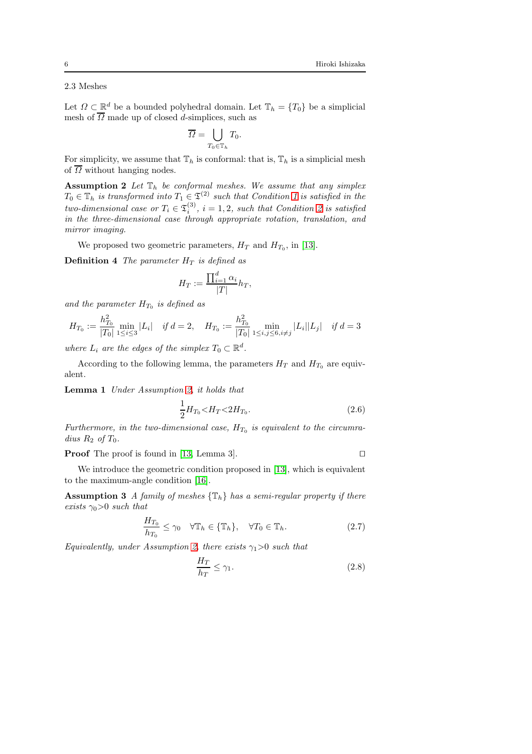### 2.3 Meshes

Let $\Omega \subset \mathbb{R}^d$ be a bounded polyhedral domain. Let $\mathbb{T}_h = \{T_0\}$ be a simplicial mesh of $\overline{\Omega}$ made up of closed $d$-simplices, such as

$$\overline{\Omega} = \bigcup_{T_0 \in \mathbb{T}_h} T_0.$$

For simplicity, we assume that $\mathbb{T}_h$ is conformal: that is, $\mathbb{T}_h$ is a simplicial mesh of $\overline{\Omega}$ without hanging nodes.

**Assumption 2** *Let $\mathbb{T}_h$ be conformal meshes. We assume that any simplex $T_0 \in \mathbb{T}_h$ is transformed into $T_1 \in \mathfrak{T}^{(2)}$ such that Condition 1 is satisfied in the two-dimensional case or $T_i \in \mathfrak{T}_i^{(3)}$, $i = 1, 2$, such that Condition 2 is satisfied in the three-dimensional case through appropriate rotation, translation, and mirror imaging.*

We proposed two geometric parameters, $H_T$ and $H_{T_0}$, in [13].

**Definition 4** *The parameter $H_T$ is defined as*

$$H_T := \frac{\prod_{i=1}^d \alpha_i}{|T|} h_T,$$

*and the parameter $H_{T_0}$ is defined as*

$$H_{T_0} := \frac{h_{T_0}^2}{|T_0|} \min_{1 \le i \le 3} |L_i| \quad \text{if } d = 2, \quad H_{T_0} := \frac{h_{T_0}^2}{|T_0|} \min_{1 \le i,j \le 6, i \neq j} |L_i||L_j| \quad \text{if } d = 3$$

*where $L_i$ are the edges of the simplex $T_0 \subset \mathbb{R}^d$.*

According to the following lemma, the parameters $H_T$ and $H_{T_0}$ are equivalent.

**Lemma 1** *Under Assumption 2, it holds that*

$$\frac{1}{2} H_{T_0} < H_T < 2 H_{T_0}. \tag{2.6}$$

*Furthermore, in the two-dimensional case, $H_{T_0}$ is equivalent to the circumradius $R_2$ of $T_0$.*

**Proof** The proof is found in [13, Lemma 3]. □

We introduce the geometric condition proposed in [13], which is equivalent to the maximum-angle condition [16].

**Assumption 3** *A family of meshes $\{\mathbb{T}_h\}$ has a semi-regular property if there exists $\gamma_0 > 0$ such that*

$$\frac{H_{T_0}}{h_{T_0}} \le \gamma_0 \quad \forall \mathbb{T}_h \in \{\mathbb{T}_h\}, \quad \forall T_0 \in \mathbb{T}_h. \tag{2.7}$$

*Equivalently, under Assumption 2, there exists $\gamma_1 > 0$ such that*

$$\frac{H_T}{h_T} \le \gamma_1. \tag{2.8}$$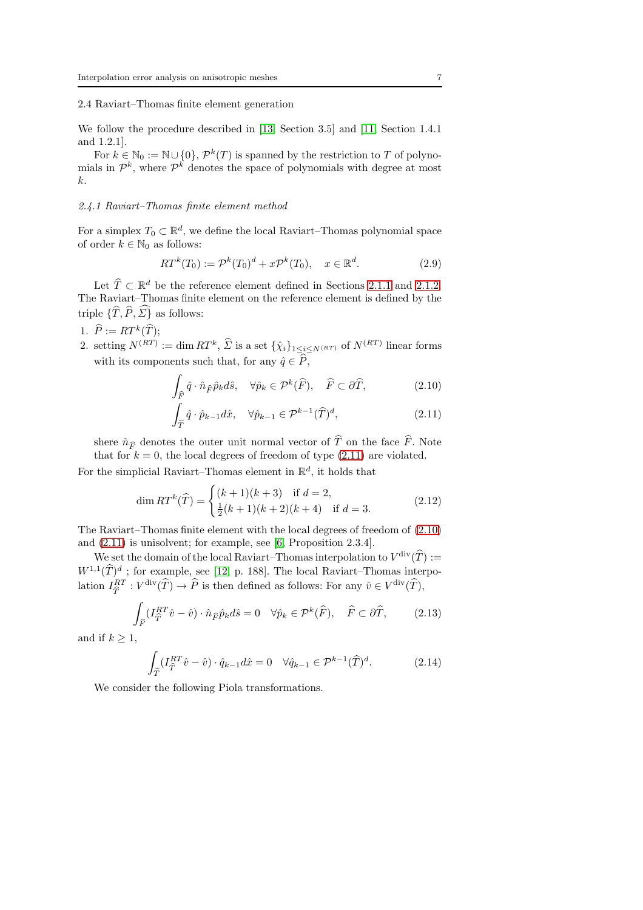## 2.4 Raviart–Thomas finite element generation

We follow the procedure described in [13, Section 3.5] and [11, Section 1.4.1 and 1.2.1].

For $k \in \mathbb{N}_0 := \mathbb{N} \cup \{0\}$, $\mathcal{P}^k(T)$ is spanned by the restriction to $T$ of polynomials in $\mathcal{P}^k$, where $\mathcal{P}^k$ denotes the space of polynomials with degree at most $k$.

### *2.4.1 Raviart–Thomas finite element method*

For a simplex $T_0 \subset \mathbb{R}^d$, we define the local Raviart–Thomas polynomial space of order $k \in \mathbb{N}_0$ as follows:

$$RT^k(T_0) := \mathcal{P}^k(T_0)^d + x\mathcal{P}^k(T_0), \quad x \in \mathbb{R}^d. \tag{2.9}$$

Let $\widehat{T} \subset \mathbb{R}^d$ be the reference element defined in Sections 2.1.1 and 2.1.2. The Raviart–Thomas finite element on the reference element is defined by the triple $\{\widehat{T}, \widehat{P}, \widehat{\Sigma}\}$ as follows:

1. $\widehat{P} := RT^k(\widehat{T})$;
2. setting $N^{(RT)} := \dim RT^k$, $\widehat{\Sigma}$ is a set $\{\hat{\chi}_i\}_{1 \leq i \leq N^{(RT)}}$ of $N^{(RT)}$ linear forms with its components such that, for any $\hat{q} \in \widehat{P}$,

$$\int_{\widehat{F}} \hat{q} \cdot \hat{n}_{\widehat{F}} \hat{p}_k d\hat{s}, \quad \forall \hat{p}_k \in \mathcal{P}^k(\widehat{F}), \quad \widehat{F} \subset \partial \widehat{T}, \tag{2.10}$$

$$\int_{\widehat{T}} \hat{q} \cdot \hat{p}_{k-1} d\hat{x}, \quad \forall \hat{p}_{k-1} \in \mathcal{P}^{k-1}(\widehat{T})^d, \tag{2.11}$$

shere $\hat{n}_{\widehat{F}}$ denotes the outer unit normal vector of $\widehat{T}$ on the face $\widehat{F}$. Note that for $k = 0$, the local degrees of freedom of type (2.11) are violated.

For the simplicial Raviart–Thomas element in $\mathbb{R}^d$, it holds that

$$\dim RT^k(\widehat{T}) = \begin{cases} (k+1)(k+3) & \text{if } d = 2, \\ \frac{1}{2}(k+1)(k+2)(k+4) & \text{if } d = 3. \end{cases} \tag{2.12}$$

The Raviart–Thomas finite element with the local degrees of freedom of (2.10) and (2.11) is unisolvent; for example, see [6, Proposition 2.3.4].

We set the domain of the local Raviart–Thomas interpolation to $V^{\mathrm{div}}(\widehat{T}) := W^{1,1}(\widehat{T})^d$ ; for example, see [12, p. 188]. The local Raviart–Thomas interpolation $I_{\widehat{T}}^{RT} : V^{\mathrm{div}}(\widehat{T}) \to \widehat{P}$ is then defined as follows: For any $\hat{v} \in V^{\mathrm{div}}(\widehat{T})$,

$$\int_{\widehat{F}} (I_{\widehat{T}}^{RT} \hat{v} - \hat{v}) \cdot \hat{n}_{\widehat{F}} \hat{p}_k d\hat{s} = 0 \quad \forall \hat{p}_k \in \mathcal{P}^k(\widehat{F}), \quad \widehat{F} \subset \partial \widehat{T}, \tag{2.13}$$

and if $k \geq 1$,

$$\int_{\widehat{T}} (I_{\widehat{T}}^{RT} \hat{v} - \hat{v}) \cdot \hat{q}_{k-1} d\hat{x} = 0 \quad \forall \hat{q}_{k-1} \in \mathcal{P}^{k-1}(\widehat{T})^d. \tag{2.14}$$

We consider the following Piola transformations.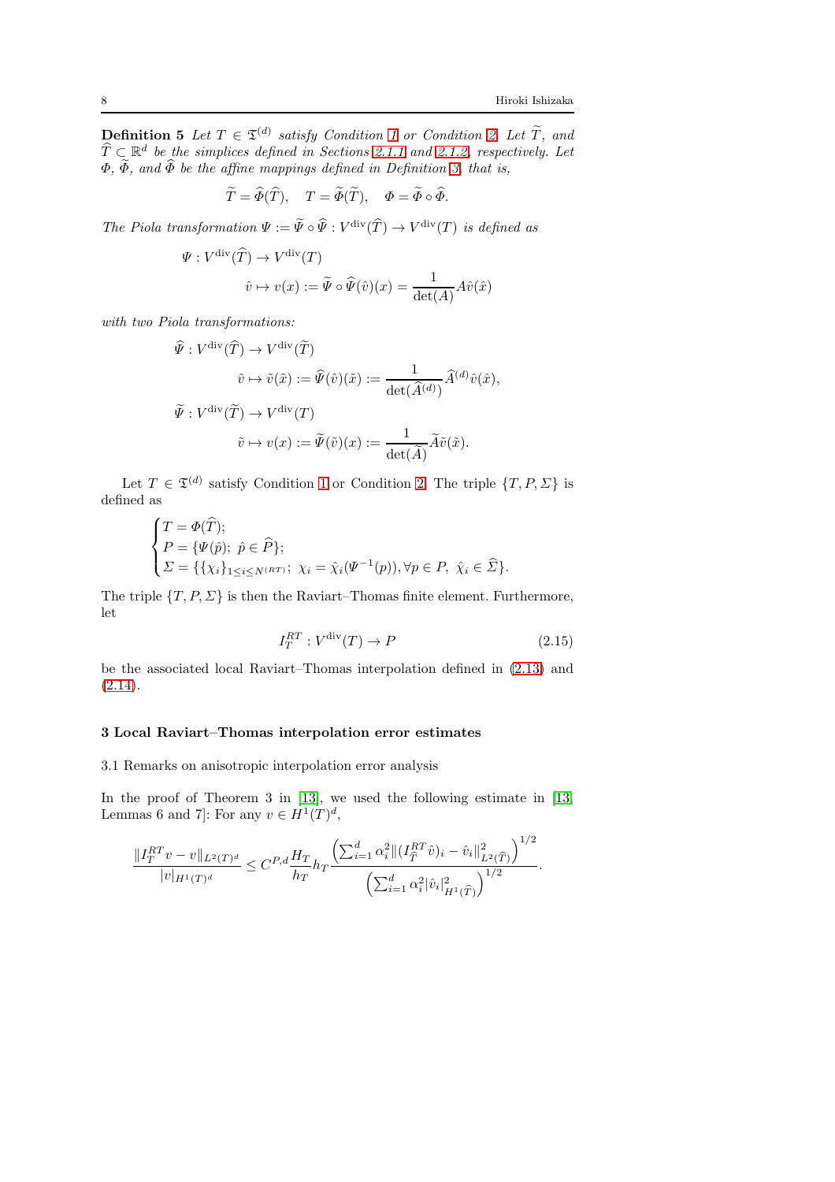**Definition 5** *Let $T \in \mathfrak{T}^{(d)}$ satisfy Condition 1 or Condition 2. Let $\widetilde{T}$, and $\widehat{T} \subset \mathbb{R}^d$ be the simplices defined in Sections 2.1.1 and 2.1.2, respectively. Let $\Phi$, $\widetilde{\Phi}$, and $\widehat{\Phi}$ be the affine mappings defined in Definition 3, that is,*

$$\widetilde{T} = \widehat{\Phi}(\widehat{T}), \quad T = \widetilde{\Phi}(\widetilde{T}), \quad \Phi = \widetilde{\Phi} \circ \widehat{\Phi}.$$

*The Piola transformation $\Psi := \widetilde{\Psi} \circ \widehat{\Psi} : V^{\mathrm{div}}(\widehat{T}) \to V^{\mathrm{div}}(T)$ is defined as*

$$\begin{aligned} \Psi : V^{\mathrm{div}}(\widehat{T}) &\to V^{\mathrm{div}}(T) \\ \hat{v} &\mapsto v(x) := \widetilde{\Psi} \circ \widehat{\Psi}(\hat{v})(x) = \frac{1}{\det(A)} A \hat{v}(\hat{x}) \end{aligned}$$

*with two Piola transformations:*

$$\begin{aligned} \widehat{\Psi} : V^{\mathrm{div}}(\widehat{T}) &\to V^{\mathrm{div}}(\widetilde{T}) \\ \hat{v} &\mapsto \tilde{v}(\tilde{x}) := \widehat{\Psi}(\hat{v})(\tilde{x}) := \frac{1}{\det(\widehat{A}^{(d)})} \widehat{A}^{(d)} \hat{v}(\hat{x}), \\ \widetilde{\Psi} : V^{\mathrm{div}}(\widetilde{T}) &\to V^{\mathrm{div}}(T) \\ \tilde{v} &\mapsto v(x) := \widetilde{\Psi}(\tilde{v})(x) := \frac{1}{\det(\widetilde{A})} \widetilde{A} \tilde{v}(\tilde{x}). \end{aligned}$$

Let $T \in \mathfrak{T}^{(d)}$ satisfy Condition 1 or Condition 2. The triple $\{T, P, \Sigma\}$ is defined as

$$\begin{cases} T = \Phi(\widehat{T}); \\ P = \{\Psi(\hat{p});\ \hat{p} \in \widehat{P}\}; \\ \Sigma = \{\{\chi_i\}_{1 \le i \le N^{(RT)}};\ \chi_i = \hat{\chi}_i(\Psi^{-1}(p)), \forall p \in P,\ \hat{\chi}_i \in \widehat{\Sigma}\}. \end{cases}$$

The triple $\{T, P, \Sigma\}$ is then the Raviart–Thomas finite element. Furthermore, let

$$I_T^{RT} : V^{\mathrm{div}}(T) \to P \tag{2.15}$$

be the associated local Raviart–Thomas interpolation defined in (2.13) and (2.14).

## 3 Local Raviart–Thomas interpolation error estimates

### 3.1 Remarks on anisotropic interpolation error analysis

In the proof of Theorem 3 in [13], we used the following estimate in [13, Lemmas 6 and 7]: For any $v \in H^1(T)^d$,

$$\frac{\| I_T^{RT} v - v \|_{L^2(T)^d}}{|v|_{H^1(T)^d}} \le C^{P,d} \frac{H_T}{h_T} h_T \frac{\left( \sum_{i=1}^d \alpha_i^2 \| (I_{\widehat{T}}^{RT} \hat{v})_i - \hat{v}_i \|^2_{L^2(\widehat{T})} \right)^{1/2}}{\left( \sum_{i=1}^d \alpha_i^2 |\hat{v}_i|^2_{H^1(\widehat{T})} \right)^{1/2}}.$$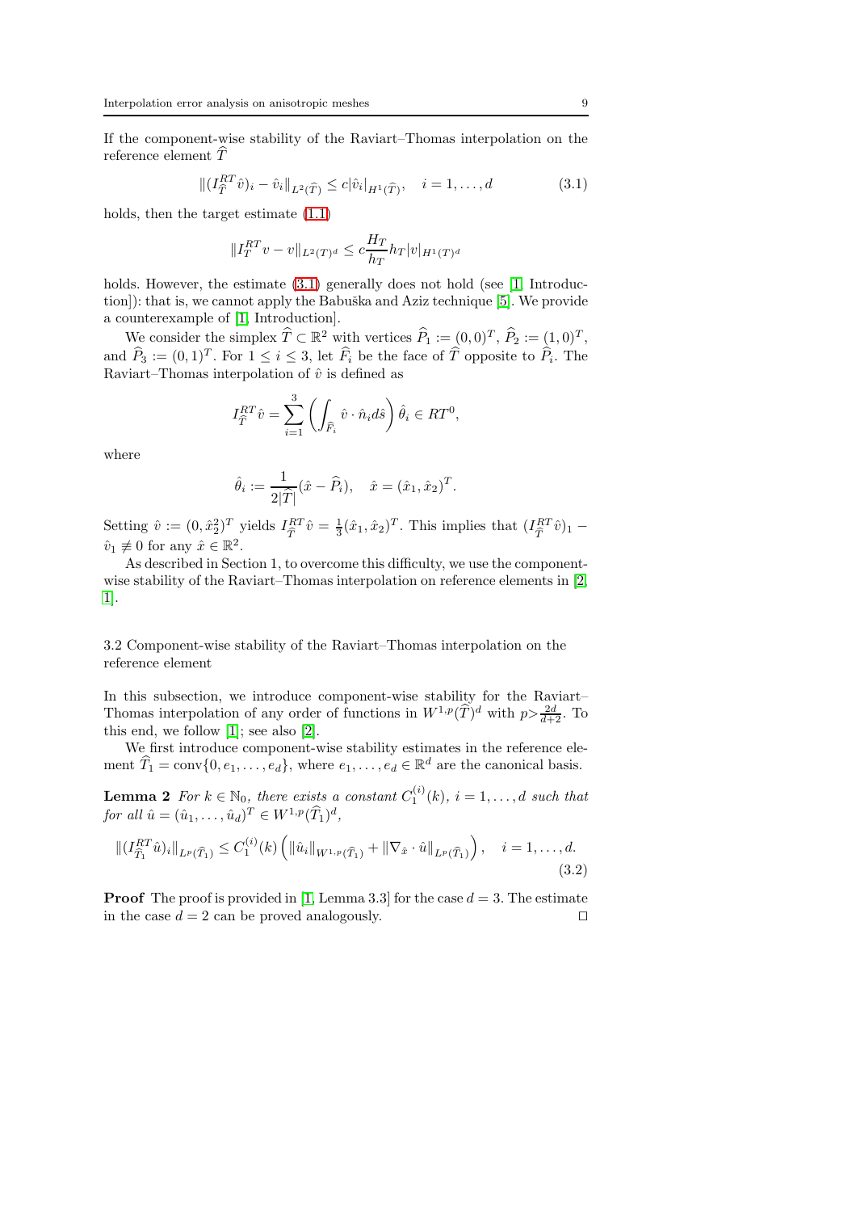If the component-wise stability of the Raviart–Thomas interpolation on the reference element $\widehat{T}$

$$
\|(I_{\widehat{T}}^{RT} \hat{v})_i - \hat{v}_i\|_{L^2(\widehat{T})} \leq c |\hat{v}_i|_{H^1(\widehat{T})}, \quad i = 1, \ldots, d \tag{3.1}
$$

holds, then the target estimate (1.1)

$$
\|I_T^{RT} v - v\|_{L^2(T)^d} \leq c \frac{H_T}{h_T} h_T |v|_{H^1(T)^d}
$$

holds. However, the estimate (3.1) generally does not hold (see [1, Introduction]): that is, we cannot apply the Babuška and Aziz technique [5]. We provide a counterexample of [1, Introduction].

We consider the simplex $\widehat{T} \subset \mathbb{R}^2$ with vertices $\widehat{P}_1 := (0,0)^T$, $\widehat{P}_2 := (1,0)^T$, and $\widehat{P}_3 := (0,1)^T$. For $1 \leq i \leq 3$, let $\widehat{F}_i$ be the face of $\widehat{T}$ opposite to $\widehat{P}_i$. The Raviart–Thomas interpolation of $\hat{v}$ is defined as

$$
I_{\widehat{T}}^{RT} \hat{v} = \sum_{i=1}^{3} \left( \int_{\widehat{F}_i} \hat{v} \cdot \hat{n}_i d\hat{s} \right) \hat{\theta}_i \in RT^0,
$$

where

$$
\hat{\theta}_i := \frac{1}{2|\widehat{T}|} (\hat{x} - \widehat{P}_i), \quad \hat{x} = (\hat{x}_1, \hat{x}_2)^T.
$$

Setting $\hat{v} := (0, \hat{x}_2^2)^T$ yields $I_{\widehat{T}}^{RT} \hat{v} = \frac{1}{3}(\hat{x}_1, \hat{x}_2)^T$. This implies that $(I_{\widehat{T}}^{RT} \hat{v})_1 - \hat{v}_1 \not\equiv 0$ for any $\hat{x} \in \mathbb{R}^2$.

As described in Section 1, to overcome this difficulty, we use the component-wise stability of the Raviart–Thomas interpolation on reference elements in [2, 1].

## 3.2 Component-wise stability of the Raviart–Thomas interpolation on the reference element

In this subsection, we introduce component-wise stability for the Raviart–Thomas interpolation of any order of functions in $W^{1,p}(\widehat{T})^d$ with $p > \frac{2d}{d+2}$. To this end, we follow [1]; see also [2].

We first introduce component-wise stability estimates in the reference element $\widehat{T}_1 = \mathrm{conv}\{0, e_1, \ldots, e_d\}$, where $e_1, \ldots, e_d \in \mathbb{R}^d$ are the canonical basis.

**Lemma 2** *For $k \in \mathbb{N}_0$, there exists a constant $C_1^{(i)}(k)$, $i = 1, \ldots, d$ such that for all $\hat{u} = (\hat{u}_1, \ldots, \hat{u}_d)^T \in W^{1,p}(\widehat{T}_1)^d$,*

$$
\|(I_{\widehat{T}_1}^{RT} \hat{u})_i\|_{L^p(\widehat{T}_1)} \leq C_1^{(i)}(k) \left( \|\hat{u}_i\|_{W^{1,p}(\widehat{T}_1)} + \|\nabla_{\hat{x}} \cdot \hat{u}\|_{L^p(\widehat{T}_1)} \right), \quad i = 1, \ldots, d. \tag{3.2}
$$

**Proof** The proof is provided in [1, Lemma 3.3] for the case $d = 3$. The estimate in the case $d = 2$ can be proved analogously. □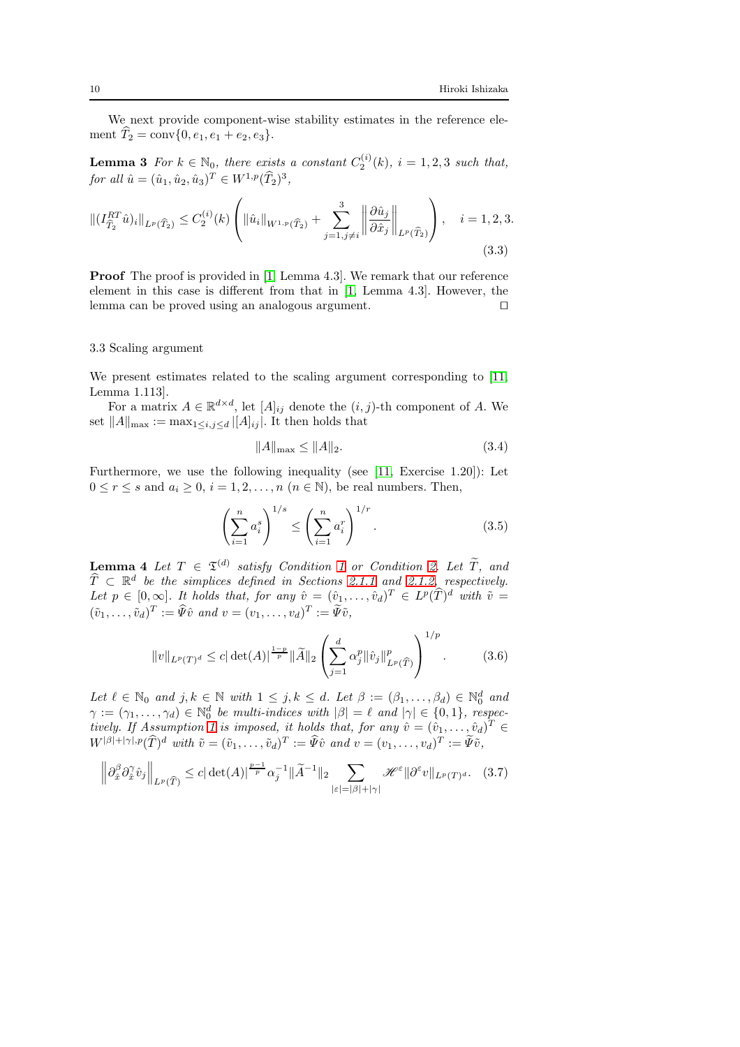We next provide component-wise stability estimates in the reference element $\widehat{T}_2 = \mathrm{conv}\{0, e_1, e_1 + e_2, e_3\}$.

**Lemma 3** *For $k \in \mathbb{N}_0$, there exists a constant $C_2^{(i)}(k)$, $i = 1, 2, 3$ such that, for all $\hat{u} = (\hat{u}_1, \hat{u}_2, \hat{u}_3)^T \in W^{1,p}(\widehat{T}_2)^3$,*

$$
\|(I_{\widehat{T}_2}^{RT} \hat{u})_i\|_{L^p(\widehat{T}_2)} \leq C_2^{(i)}(k) \left( \|\hat{u}_i\|_{W^{1,p}(\widehat{T}_2)} + \sum_{j=1, j \neq i}^{3} \left\| \frac{\partial \hat{u}_j}{\partial \hat{x}_j} \right\|_{L^p(\widehat{T}_2)} \right), \quad i = 1, 2, 3. \tag{3.3}
$$

**Proof** The proof is provided in [1, Lemma 4.3]. We remark that our reference element in this case is different from that in [1, Lemma 4.3]. However, the lemma can be proved using an analogous argument. □

### 3.3 Scaling argument

We present estimates related to the scaling argument corresponding to [11, Lemma 1.113].

For a matrix $A \in \mathbb{R}^{d \times d}$, let $[A]_{ij}$ denote the $(i, j)$-th component of $A$. We set $\|A\|_{\max} := \max_{1 \leq i,j \leq d} |[A]_{ij}|$. It then holds that

$$
\|A\|_{\max} \leq \|A\|_2. \tag{3.4}
$$

Furthermore, we use the following inequality (see [11, Exercise 1.20]): Let $0 \leq r \leq s$ and $a_i \geq 0$, $i = 1, 2, \ldots, n$ ($n \in \mathbb{N}$), be real numbers. Then,

$$
\left( \sum_{i=1}^{n} a_i^s \right)^{1/s} \leq \left( \sum_{i=1}^{n} a_i^r \right)^{1/r}. \tag{3.5}
$$

**Lemma 4** *Let $T \in \mathfrak{T}^{(d)}$ satisfy Condition 1 or Condition 2. Let $\widetilde{T}$, and $\widehat{T} \subset \mathbb{R}^d$ be the simplices defined in Sections 2.1.1 and 2.1.2, respectively. Let $p \in [0, \infty]$. It holds that, for any $\hat{v} = (\hat{v}_1, \ldots, \hat{v}_d)^T \in L^p(\widehat{T})^d$ with $\tilde{v} = (\tilde{v}_1, \ldots, \tilde{v}_d)^T := \widehat{\Psi} \hat{v}$ and $v = (v_1, \ldots, v_d)^T := \widetilde{\Psi} \tilde{v}$,*

$$
\|v\|_{L^p(T)^d} \leq c |\det(A)|^{\frac{1-p}{p}} \|\widetilde{A}\|_2 \left( \sum_{j=1}^{d} \alpha_j^p \|\hat{v}_j\|_{L^p(\widehat{T})}^p \right)^{1/p}. \tag{3.6}
$$

*Let $\ell \in \mathbb{N}_0$ and $j, k \in \mathbb{N}$ with $1 \leq j, k \leq d$. Let $\beta := (\beta_1, \ldots, \beta_d) \in \mathbb{N}_0^d$ and $\gamma := (\gamma_1, \ldots, \gamma_d) \in \mathbb{N}_0^d$ be multi-indices with $|\beta| = \ell$ and $|\gamma| \in \{0, 1\}$, respectively. If Assumption 1 is imposed, it holds that, for any $\hat{v} = (\hat{v}_1, \ldots, \hat{v}_d)^T \in W^{|\beta|+|\gamma|,p}(\widehat{T})^d$ with $\tilde{v} = (\tilde{v}_1, \ldots, \tilde{v}_d)^T := \widehat{\Psi} \hat{v}$ and $v = (v_1, \ldots, v_d)^T := \widetilde{\Psi} \tilde{v}$,*

$$
\left\| \partial_{\hat{x}}^{\beta} \partial_{\hat{x}}^{\gamma} \hat{v}_j \right\|_{L^p(\widehat{T})} \leq c |\det(A)|^{\frac{p-1}{p}} \alpha_j^{-1} \|\widetilde{A}^{-1}\|_2 \sum_{|\varepsilon| = |\beta| + |\gamma|} \mathscr{H}^{\varepsilon} \|\partial^{\varepsilon} v\|_{L^p(T)^d}. \tag{3.7}
$$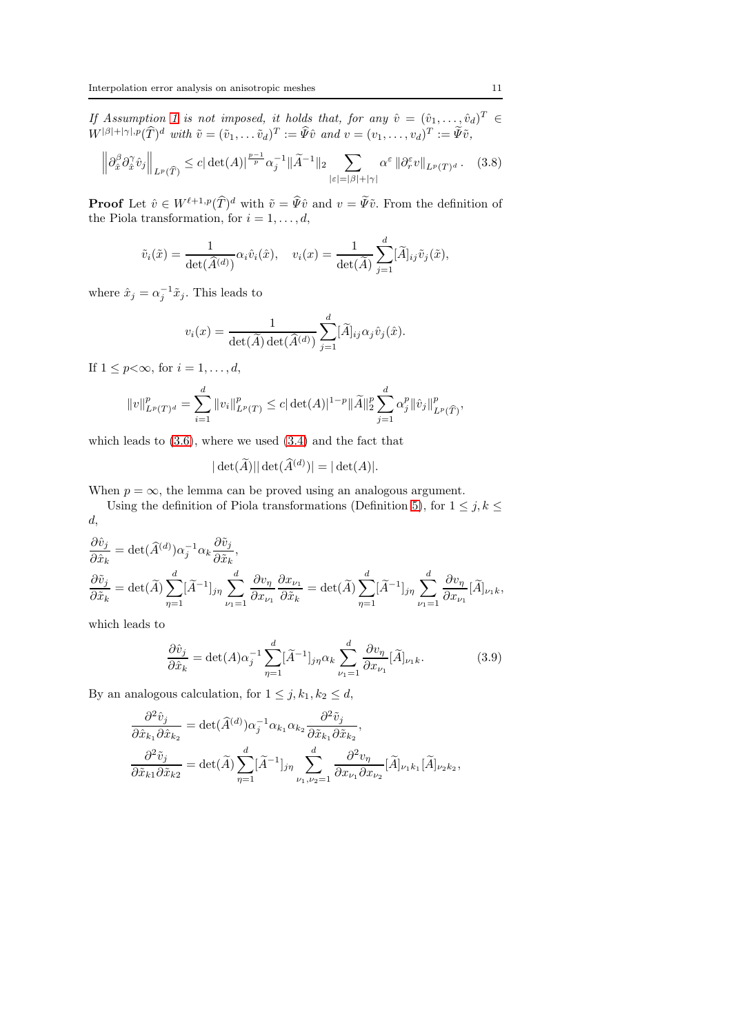*If Assumption 1 is not imposed, it holds that, for any $\hat{v} = (\hat{v}_1, \ldots, \hat{v}_d)^T \in W^{|\beta|+|\gamma|,p}(\widehat{T})^d$ with $\tilde{v} = (\tilde{v}_1, \ldots \tilde{v}_d)^T := \widehat{\Psi}\hat{v}$ and $v = (v_1, \ldots, v_d)^T := \widetilde{\Psi}\tilde{v}$,*

$$\left\| \partial_{\hat{x}}^{\beta} \partial_{\hat{x}}^{\gamma} \hat{v}_j \right\|_{L^p(\widehat{T})} \leq c |\det(A)|^{\frac{p-1}{p}} \alpha_j^{-1} \|\widetilde{A}^{-1}\|_2 \sum_{|\varepsilon|=|\beta|+|\gamma|} \alpha^{\varepsilon} \|\partial_r^{\varepsilon} v\|_{L^p(T)^d} . \quad (3.8)$$

**Proof** Let $\hat{v} \in W^{\ell+1,p}(\widehat{T})^d$ with $\tilde{v} = \widehat{\Psi}\hat{v}$ and $v = \widetilde{\Psi}\tilde{v}$. From the definition of the Piola transformation, for $i = 1, \ldots, d$,

$$\tilde{v}_i(\tilde{x}) = \frac{1}{\det(\widehat{A}^{(d)})} \alpha_i \hat{v}_i(\hat{x}), \quad v_i(x) = \frac{1}{\det(\widetilde{A})} \sum_{j=1}^{d} [\widetilde{A}]_{ij} \tilde{v}_j(\tilde{x}),$$

where $\hat{x}_j = \alpha_j^{-1} \tilde{x}_j$. This leads to

$$v_i(x) = \frac{1}{\det(\widetilde{A}) \det(\widehat{A}^{(d)})} \sum_{j=1}^{d} [\widetilde{A}]_{ij} \alpha_j \hat{v}_j(\hat{x}).$$

If $1 \leq p < \infty$, for $i = 1, \ldots, d$,

$$\|v\|_{L^p(T)^d}^p = \sum_{i=1}^{d} \|v_i\|_{L^p(T)}^p \leq c |\det(A)|^{1-p} \|\widetilde{A}\|_2^p \sum_{j=1}^{d} \alpha_j^p \|\hat{v}_j\|_{L^p(\widehat{T})}^p ,$$

which leads to (3.6), where we used (3.4) and the fact that

$$|\det(\widetilde{A})| |\det(\widehat{A}^{(d)})| = |\det(A)|.$$

When $p = \infty$, the lemma can be proved using an analogous argument.

Using the definition of Piola transformations (Definition 5), for $1 \leq j, k \leq d$,

$$\frac{\partial \hat{v}_j}{\partial \hat{x}_k} = \det(\widehat{A}^{(d)}) \alpha_j^{-1} \alpha_k \frac{\partial \tilde{v}_j}{\partial \tilde{x}_k},$$
$$\frac{\partial \tilde{v}_j}{\partial \tilde{x}_k} = \det(\widetilde{A}) \sum_{\eta=1}^{d} [\widetilde{A}^{-1}]_{j\eta} \sum_{\nu_1=1}^{d} \frac{\partial v_\eta}{\partial x_{\nu_1}} \frac{\partial x_{\nu_1}}{\partial \tilde{x}_k} = \det(\widetilde{A}) \sum_{\eta=1}^{d} [\widetilde{A}^{-1}]_{j\eta} \sum_{\nu_1=1}^{d} \frac{\partial v_\eta}{\partial x_{\nu_1}} [\widetilde{A}]_{\nu_1 k},$$

which leads to

$$\frac{\partial \hat{v}_j}{\partial \hat{x}_k} = \det(A) \alpha_j^{-1} \sum_{\eta=1}^{d} [\widetilde{A}^{-1}]_{j\eta} \alpha_k \sum_{\nu_1=1}^{d} \frac{\partial v_\eta}{\partial x_{\nu_1}} [\widetilde{A}]_{\nu_1 k}. \quad (3.9)$$

By an analogous calculation, for $1 \leq j, k_1, k_2 \leq d$,

$$\frac{\partial^2 \hat{v}_j}{\partial \hat{x}_{k_1} \partial \hat{x}_{k_2}} = \det(\widehat{A}^{(d)}) \alpha_j^{-1} \alpha_{k_1} \alpha_{k_2} \frac{\partial^2 \tilde{v}_j}{\partial \tilde{x}_{k_1} \partial \tilde{x}_{k_2}},$$
$$\frac{\partial^2 \tilde{v}_j}{\partial \tilde{x}_{k1} \partial \tilde{x}_{k2}} = \det(\widetilde{A}) \sum_{\eta=1}^{d} [\widetilde{A}^{-1}]_{j\eta} \sum_{\nu_1,\nu_2=1}^{d} \frac{\partial^2 v_\eta}{\partial x_{\nu_1} \partial x_{\nu_2}} [\widetilde{A}]_{\nu_1 k_1} [\widetilde{A}]_{\nu_2 k_2},$$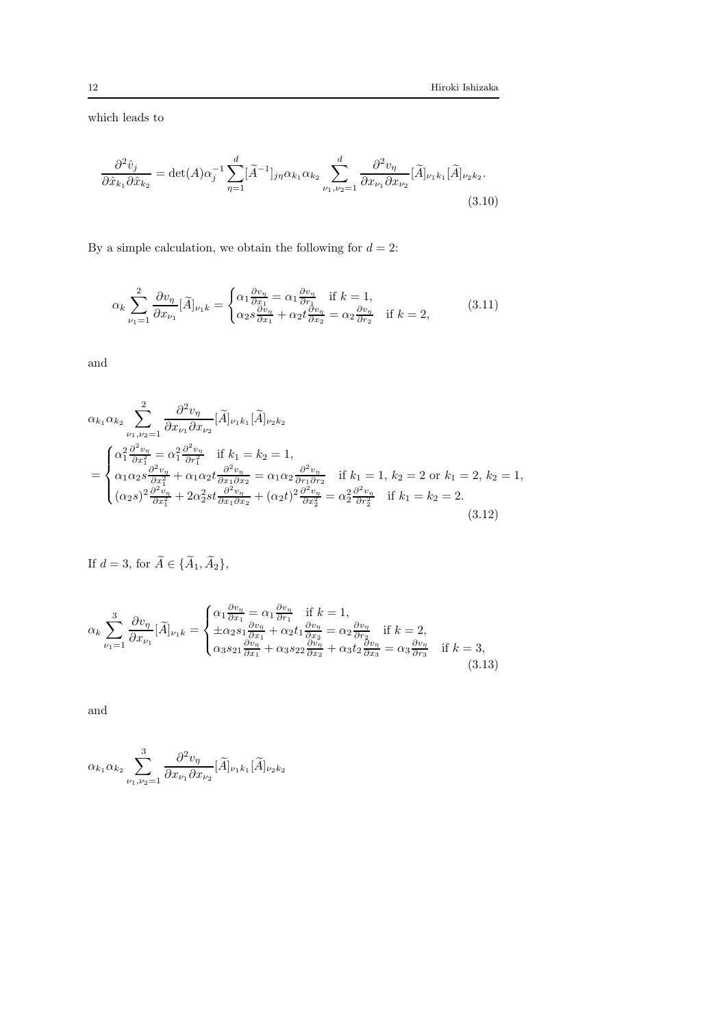which leads to

$$\frac{\partial^2 \hat{v}_j}{\partial \hat{x}_{k_1} \partial \hat{x}_{k_2}} = \det(A) \alpha_j^{-1} \sum_{\eta=1}^{d} [\widetilde{A}^{-1}]_{j\eta} \alpha_{k_1} \alpha_{k_2} \sum_{\nu_1, \nu_2 = 1}^{d} \frac{\partial^2 v_\eta}{\partial x_{\nu_1} \partial x_{\nu_2}} [\widetilde{A}]_{\nu_1 k_1} [\widetilde{A}]_{\nu_2 k_2}. \tag{3.10}$$

By a simple calculation, we obtain the following for $d = 2$:

$$\alpha_k \sum_{\nu_1=1}^{2} \frac{\partial v_\eta}{\partial x_{\nu_1}} [\widetilde{A}]_{\nu_1 k} = \begin{cases} \alpha_1 \frac{\partial v_\eta}{\partial x_1} = \alpha_1 \frac{\partial v_\eta}{\partial r_1} & \text{if } k = 1, \\ \alpha_2 s \frac{\partial v_\eta}{\partial x_1} + \alpha_2 t \frac{\partial v_\eta}{\partial x_2} = \alpha_2 \frac{\partial v_\eta}{\partial r_2} & \text{if } k = 2, \end{cases} \tag{3.11}$$

and

$$\begin{aligned} &\alpha_{k_1} \alpha_{k_2} \sum_{\nu_1, \nu_2 = 1}^{2} \frac{\partial^2 v_\eta}{\partial x_{\nu_1} \partial x_{\nu_2}} [\widetilde{A}]_{\nu_1 k_1} [\widetilde{A}]_{\nu_2 k_2} \\ &= \begin{cases} \alpha_1^2 \frac{\partial^2 v_\eta}{\partial x_1^2} = \alpha_1^2 \frac{\partial^2 v_\eta}{\partial r_1^2} & \text{if } k_1 = k_2 = 1, \\ \alpha_1 \alpha_2 s \frac{\partial^2 v_\eta}{\partial x_1^2} + \alpha_1 \alpha_2 t \frac{\partial^2 v_\eta}{\partial x_1 \partial x_2} = \alpha_1 \alpha_2 \frac{\partial^2 v_\eta}{\partial r_1 \partial r_2} & \text{if } k_1 = 1,\, k_2 = 2 \text{ or } k_1 = 2,\, k_2 = 1, \\ (\alpha_2 s)^2 \frac{\partial^2 v_\eta}{\partial x_1^2} + 2\alpha_2^2 st \frac{\partial^2 v_\eta}{\partial x_1 \partial x_2} + (\alpha_2 t)^2 \frac{\partial^2 v_\eta}{\partial x_2^2} = \alpha_2^2 \frac{\partial^2 v_\eta}{\partial r_2^2} & \text{if } k_1 = k_2 = 2. \end{cases} \end{aligned} \tag{3.12}$$

If $d = 3$, for $\widetilde{A} \in \{\widetilde{A}_1, \widetilde{A}_2\}$,

$$\alpha_k \sum_{\nu_1=1}^{3} \frac{\partial v_\eta}{\partial x_{\nu_1}} [\widetilde{A}]_{\nu_1 k} = \begin{cases} \alpha_1 \frac{\partial v_\eta}{\partial x_1} = \alpha_1 \frac{\partial v_\eta}{\partial r_1} & \text{if } k = 1, \\ \pm \alpha_2 s_1 \frac{\partial v_\eta}{\partial x_1} + \alpha_2 t_1 \frac{\partial v_\eta}{\partial x_2} = \alpha_2 \frac{\partial v_\eta}{\partial r_2} & \text{if } k = 2, \\ \alpha_3 s_{21} \frac{\partial v_\eta}{\partial x_1} + \alpha_3 s_{22} \frac{\partial v_\eta}{\partial x_2} + \alpha_3 t_2 \frac{\partial v_\eta}{\partial x_3} = \alpha_3 \frac{\partial v_\eta}{\partial r_3} & \text{if } k = 3, \end{cases} \tag{3.13}$$

and

$$\alpha_{k_1} \alpha_{k_2} \sum_{\nu_1, \nu_2 = 1}^{3} \frac{\partial^2 v_\eta}{\partial x_{\nu_1} \partial x_{\nu_2}} [\widetilde{A}]_{\nu_1 k_1} [\widetilde{A}]_{\nu_2 k_2}$$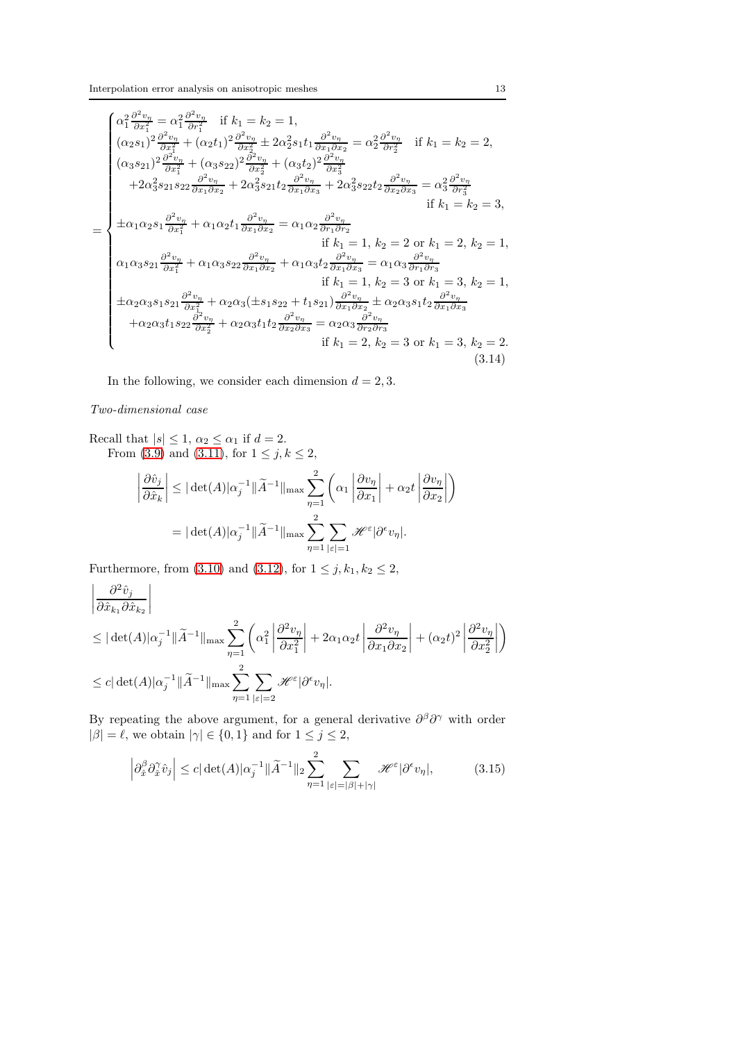$$
= \begin{cases}
\alpha_1^2 \frac{\partial^2 v_\eta}{\partial x_1^2} = \alpha_1^2 \frac{\partial^2 v_\eta}{\partial r_1^2} \quad \text{if } k_1 = k_2 = 1, \\
(\alpha_2 s_1)^2 \frac{\partial^2 v_\eta}{\partial x_1^2} + (\alpha_2 t_1)^2 \frac{\partial^2 v_\eta}{\partial x_2^2} \pm 2\alpha_2^2 s_1 t_1 \frac{\partial^2 v_\eta}{\partial x_1 \partial x_2} = \alpha_2^2 \frac{\partial^2 v_\eta}{\partial r_2^2} \quad \text{if } k_1 = k_2 = 2, \\
(\alpha_3 s_{21})^2 \frac{\partial^2 v_\eta}{\partial x_1^2} + (\alpha_3 s_{22})^2 \frac{\partial^2 v_\eta}{\partial x_2^2} + (\alpha_3 t_2)^2 \frac{\partial^2 v_\eta}{\partial x_3^2} \\
\quad + 2\alpha_3^2 s_{21} s_{22} \frac{\partial^2 v_\eta}{\partial x_1 \partial x_2} + 2\alpha_3^2 s_{21} t_2 \frac{\partial^2 v_\eta}{\partial x_1 \partial x_3} + 2\alpha_3^2 s_{22} t_2 \frac{\partial^2 v_\eta}{\partial x_2 \partial x_3} = \alpha_3^2 \frac{\partial^2 v_\eta}{\partial r_3^2} \\
\hfill \text{if } k_1 = k_2 = 3, \\
\pm \alpha_1 \alpha_2 s_1 \frac{\partial^2 v_\eta}{\partial x_1^2} + \alpha_1 \alpha_2 t_1 \frac{\partial^2 v_\eta}{\partial x_1 \partial x_2} = \alpha_1 \alpha_2 \frac{\partial^2 v_\eta}{\partial r_1 \partial r_2} \\
\hfill \text{if } k_1 = 1,\ k_2 = 2 \text{ or } k_1 = 2,\ k_2 = 1, \\
\alpha_1 \alpha_3 s_{21} \frac{\partial^2 v_\eta}{\partial x_1^2} + \alpha_1 \alpha_3 s_{22} \frac{\partial^2 v_\eta}{\partial x_1 \partial x_2} + \alpha_1 \alpha_3 t_2 \frac{\partial^2 v_\eta}{\partial x_1 \partial x_3} = \alpha_1 \alpha_3 \frac{\partial^2 v_\eta}{\partial r_1 \partial r_3} \\
\hfill \text{if } k_1 = 1,\ k_2 = 3 \text{ or } k_1 = 3,\ k_2 = 1, \\
\pm \alpha_2 \alpha_3 s_1 s_{21} \frac{\partial^2 v_\eta}{\partial x_1^2} + \alpha_2 \alpha_3 (\pm s_1 s_{22} + t_1 s_{21}) \frac{\partial^2 v_\eta}{\partial x_1 \partial x_2} \pm \alpha_2 \alpha_3 s_1 t_2 \frac{\partial^2 v_\eta}{\partial x_1 \partial x_3} \\
\quad + \alpha_2 \alpha_3 t_1 s_{22} \frac{\partial^2 v_\eta}{\partial x_2^2} + \alpha_2 \alpha_3 t_1 t_2 \frac{\partial^2 v_\eta}{\partial x_2 \partial x_3} = \alpha_2 \alpha_3 \frac{\partial^2 v_\eta}{\partial r_2 \partial r_3} \\
\hfill \text{if } k_1 = 2,\ k_2 = 3 \text{ or } k_1 = 3,\ k_2 = 2.
\end{cases} \tag{3.14}
$$

In the following, we consider each dimension $d = 2, 3$.

*Two-dimensional case*

Recall that $|s| \leq 1$, $\alpha_2 \leq \alpha_1$ if $d = 2$.

From (3.9) and (3.11), for $1 \leq j, k \leq 2$,

$$
\begin{aligned}
\left| \frac{\partial \hat{v}_j}{\partial \hat{x}_k} \right| &\leq |\det(A)| \alpha_j^{-1} \| \widetilde{A}^{-1} \|_{\max} \sum_{\eta=1}^{2} \left( \alpha_1 \left| \frac{\partial v_\eta}{\partial x_1} \right| + \alpha_2 t \left| \frac{\partial v_\eta}{\partial x_2} \right| \right) \\
&= |\det(A)| \alpha_j^{-1} \| \widetilde{A}^{-1} \|_{\max} \sum_{\eta=1}^{2} \sum_{|\varepsilon|=1} \mathscr{H}^{\varepsilon} |\partial^{\epsilon} v_\eta|.
\end{aligned}
$$

Furthermore, from (3.10) and (3.12), for $1 \leq j, k_1, k_2 \leq 2$,

$$
\begin{aligned}
&\left| \frac{\partial^2 \hat{v}_j}{\partial \hat{x}_{k_1} \partial \hat{x}_{k_2}} \right| \\
&\leq |\det(A)| \alpha_j^{-1} \| \widetilde{A}^{-1} \|_{\max} \sum_{\eta=1}^{2} \left( \alpha_1^2 \left| \frac{\partial^2 v_\eta}{\partial x_1^2} \right| + 2\alpha_1 \alpha_2 t \left| \frac{\partial^2 v_\eta}{\partial x_1 \partial x_2} \right| + (\alpha_2 t)^2 \left| \frac{\partial^2 v_\eta}{\partial x_2^2} \right| \right) \\
&\leq c |\det(A)| \alpha_j^{-1} \| \widetilde{A}^{-1} \|_{\max} \sum_{\eta=1}^{2} \sum_{|\varepsilon|=2} \mathscr{H}^{\varepsilon} |\partial^{\epsilon} v_\eta|.
\end{aligned}
$$

By repeating the above argument, for a general derivative $\partial^{\beta} \partial^{\gamma}$ with order $|\beta| = \ell$, we obtain $|\gamma| \in \{0, 1\}$ and for $1 \leq j \leq 2$,

$$
\left| \partial_{\hat{x}}^{\beta} \partial_{\hat{x}}^{\gamma} \hat{v}_j \right| \leq c |\det(A)| \alpha_j^{-1} \| \widetilde{A}^{-1} \|_2 \sum_{\eta=1}^{2} \sum_{|\varepsilon|=|\beta|+|\gamma|} \mathscr{H}^{\varepsilon} |\partial^{\epsilon} v_\eta|, \tag{3.15}
$$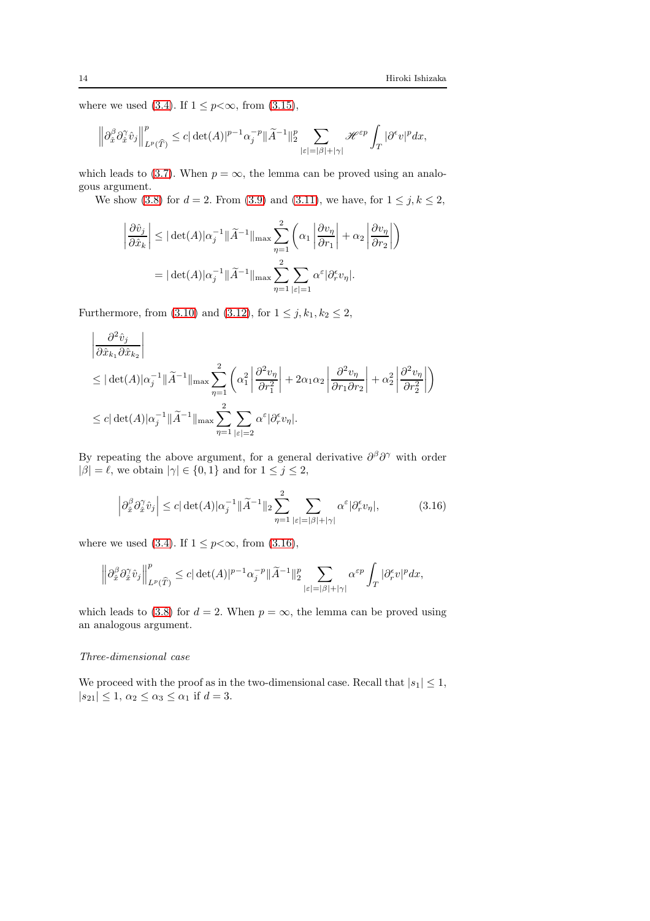where we used (3.4). If $1 \le p < \infty$, from (3.15),

$$\left\| \partial_{\hat{x}}^{\beta} \partial_{\hat{x}}^{\gamma} \hat{v}_j \right\|_{L^p(\widehat{T})}^p \le c |\det(A)|^{p-1} \alpha_j^{-p} \| \widetilde{A}^{-1} \|_2^p \sum_{|\varepsilon| = |\beta| + |\gamma|} \mathscr{H}^{\varepsilon p} \int_T |\partial^{\epsilon} v|^p dx,$$

which leads to (3.7). When $p = \infty$, the lemma can be proved using an analogous argument.

We show (3.8) for $d = 2$. From (3.9) and (3.11), we have, for $1 \le j, k \le 2$,

$$\begin{aligned}
\left| \frac{\partial \hat{v}_j}{\partial \hat{x}_k} \right| &\le |\det(A)| \alpha_j^{-1} \| \widetilde{A}^{-1} \|_{\max} \sum_{\eta=1}^{2} \left( \alpha_1 \left| \frac{\partial v_\eta}{\partial r_1} \right| + \alpha_2 \left| \frac{\partial v_\eta}{\partial r_2} \right| \right) \\
&= |\det(A)| \alpha_j^{-1} \| \widetilde{A}^{-1} \|_{\max} \sum_{\eta=1}^{2} \sum_{|\varepsilon|=1} \alpha^{\varepsilon} |\partial_r^{\epsilon} v_\eta|.
\end{aligned}$$

Furthermore, from (3.10) and (3.12), for $1 \le j, k_1, k_2 \le 2$,

$$\begin{aligned}
&\left| \frac{\partial^2 \hat{v}_j}{\partial \hat{x}_{k_1} \partial \hat{x}_{k_2}} \right| \\
&\le |\det(A)| \alpha_j^{-1} \| \widetilde{A}^{-1} \|_{\max} \sum_{\eta=1}^{2} \left( \alpha_1^2 \left| \frac{\partial^2 v_\eta}{\partial r_1^2} \right| + 2\alpha_1 \alpha_2 \left| \frac{\partial^2 v_\eta}{\partial r_1 \partial r_2} \right| + \alpha_2^2 \left| \frac{\partial^2 v_\eta}{\partial r_2^2} \right| \right) \\
&\le c |\det(A)| \alpha_j^{-1} \| \widetilde{A}^{-1} \|_{\max} \sum_{\eta=1}^{2} \sum_{|\varepsilon|=2} \alpha^{\varepsilon} |\partial_r^{\epsilon} v_\eta|.
\end{aligned}$$

By repeating the above argument, for a general derivative $\partial^{\beta} \partial^{\gamma}$ with order $|\beta| = \ell$, we obtain $|\gamma| \in \{0, 1\}$ and for $1 \le j \le 2$,

$$\left| \partial_{\hat{x}}^{\beta} \partial_{\hat{x}}^{\gamma} \hat{v}_j \right| \le c |\det(A)| \alpha_j^{-1} \| \widetilde{A}^{-1} \|_2 \sum_{\eta=1}^{2} \sum_{|\varepsilon| = |\beta| + |\gamma|} \alpha^{\varepsilon} |\partial_r^{\epsilon} v_\eta|, \tag{3.16}$$

where we used (3.4). If $1 \le p < \infty$, from (3.16),

$$\left\| \partial_{\hat{x}}^{\beta} \partial_{\hat{x}}^{\gamma} \hat{v}_j \right\|_{L^p(\widehat{T})}^p \le c |\det(A)|^{p-1} \alpha_j^{-p} \| \widetilde{A}^{-1} \|_2^p \sum_{|\varepsilon| = |\beta| + |\gamma|} \alpha^{\varepsilon p} \int_T |\partial_r^{\epsilon} v|^p dx,$$

which leads to (3.8) for $d = 2$. When $p = \infty$, the lemma can be proved using an analogous argument.

*Three-dimensional case*

We proceed with the proof as in the two-dimensional case. Recall that $|s_1| \le 1$, $|s_{21}| \le 1$, $\alpha_2 \le \alpha_3 \le \alpha_1$ if $d = 3$.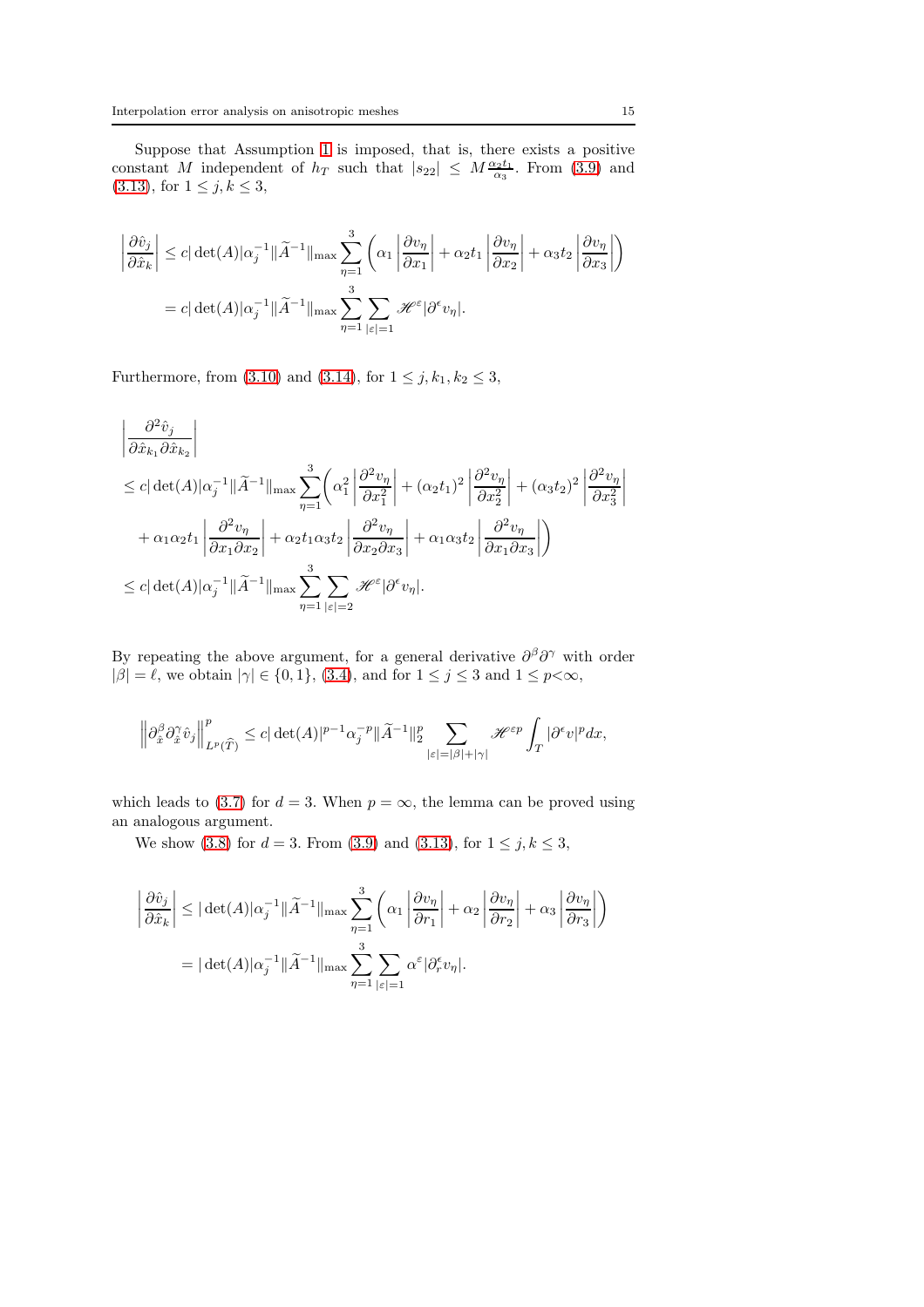Suppose that Assumption 1 is imposed, that is, there exists a positive constant $M$ independent of $h_T$ such that $|s_{22}| \leq M \frac{\alpha_2 t_1}{\alpha_3}$. From (3.9) and (3.13), for $1 \leq j, k \leq 3$,

$$
\begin{aligned}
\left| \frac{\partial \hat{v}_j}{\partial \hat{x}_k} \right| &\leq c |\det(A)| \alpha_j^{-1} \|\widetilde{A}^{-1}\|_{\max} \sum_{\eta=1}^{3} \left( \alpha_1 \left| \frac{\partial v_\eta}{\partial x_1} \right| + \alpha_2 t_1 \left| \frac{\partial v_\eta}{\partial x_2} \right| + \alpha_3 t_2 \left| \frac{\partial v_\eta}{\partial x_3} \right| \right) \\
&= c |\det(A)| \alpha_j^{-1} \|\widetilde{A}^{-1}\|_{\max} \sum_{\eta=1}^{3} \sum_{|\varepsilon|=1} \mathscr{H}^{\varepsilon} |\partial^{\epsilon} v_\eta|.
\end{aligned}
$$

Furthermore, from (3.10) and (3.14), for $1 \leq j, k_1, k_2 \leq 3$,

$$
\begin{aligned}
&\left| \frac{\partial^2 \hat{v}_j}{\partial \hat{x}_{k_1} \partial \hat{x}_{k_2}} \right| \\
&\leq c |\det(A)| \alpha_j^{-1} \|\widetilde{A}^{-1}\|_{\max} \sum_{\eta=1}^{3} \Bigg( \alpha_1^2 \left| \frac{\partial^2 v_\eta}{\partial x_1^2} \right| + (\alpha_2 t_1)^2 \left| \frac{\partial^2 v_\eta}{\partial x_2^2} \right| + (\alpha_3 t_2)^2 \left| \frac{\partial^2 v_\eta}{\partial x_3^2} \right| \\
&\quad + \alpha_1 \alpha_2 t_1 \left| \frac{\partial^2 v_\eta}{\partial x_1 \partial x_2} \right| + \alpha_2 t_1 \alpha_3 t_2 \left| \frac{\partial^2 v_\eta}{\partial x_2 \partial x_3} \right| + \alpha_1 \alpha_3 t_2 \left| \frac{\partial^2 v_\eta}{\partial x_1 \partial x_3} \right| \Bigg) \\
&\leq c |\det(A)| \alpha_j^{-1} \|\widetilde{A}^{-1}\|_{\max} \sum_{\eta=1}^{3} \sum_{|\varepsilon|=2} \mathscr{H}^{\varepsilon} |\partial^{\epsilon} v_\eta|.
\end{aligned}
$$

By repeating the above argument, for a general derivative $\partial^{\beta} \partial^{\gamma}$ with order $|\beta| = \ell$, we obtain $|\gamma| \in \{0, 1\}$, (3.4), and for $1 \leq j \leq 3$ and $1 \leq p < \infty$,

$$
\left\| \partial_{\hat{x}}^{\beta} \partial_{\hat{x}}^{\gamma} \hat{v}_j \right\|_{L^p(\widehat{T})}^p \leq c |\det(A)|^{p-1} \alpha_j^{-p} \|\widetilde{A}^{-1}\|_2^p \sum_{|\varepsilon|=|\beta|+|\gamma|} \mathscr{H}^{\varepsilon p} \int_T |\partial^{\epsilon} v|^p dx,
$$

which leads to (3.7) for $d = 3$. When $p = \infty$, the lemma can be proved using an analogous argument.

We show (3.8) for $d = 3$. From (3.9) and (3.13), for $1 \leq j, k \leq 3$,

$$
\begin{aligned}
\left| \frac{\partial \hat{v}_j}{\partial \hat{x}_k} \right| &\leq |\det(A)| \alpha_j^{-1} \|\widetilde{A}^{-1}\|_{\max} \sum_{\eta=1}^{3} \left( \alpha_1 \left| \frac{\partial v_\eta}{\partial r_1} \right| + \alpha_2 \left| \frac{\partial v_\eta}{\partial r_2} \right| + \alpha_3 \left| \frac{\partial v_\eta}{\partial r_3} \right| \right) \\
&= |\det(A)| \alpha_j^{-1} \|\widetilde{A}^{-1}\|_{\max} \sum_{\eta=1}^{3} \sum_{|\varepsilon|=1} \alpha^{\varepsilon} |\partial_r^{\epsilon} v_\eta|.
\end{aligned}
$$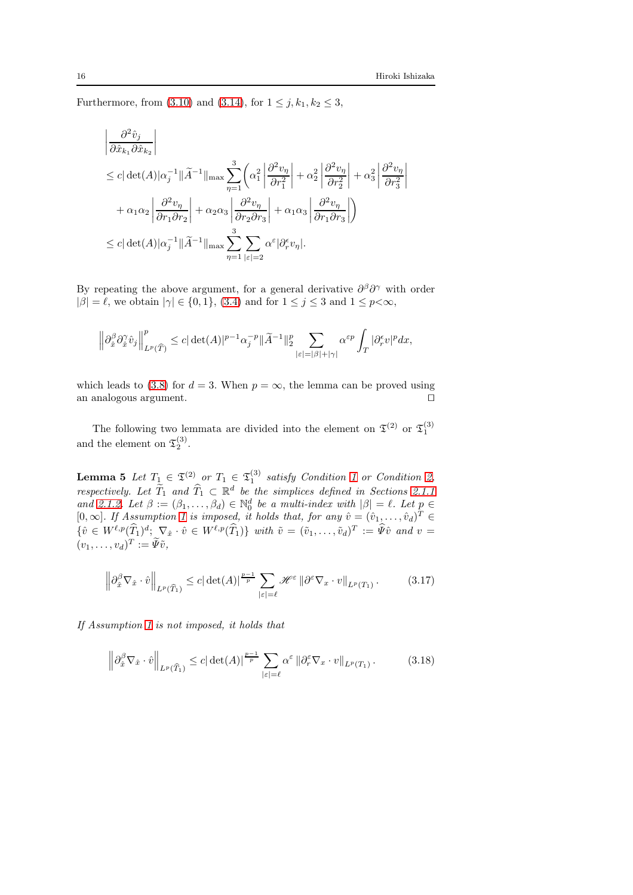Furthermore, from (3.10) and (3.14), for $1 \le j, k_1, k_2 \le 3$,

$$
\begin{aligned}
&\left| \frac{\partial^2 \hat{v}_j}{\partial \hat{x}_{k_1} \partial \hat{x}_{k_2}} \right| \\
&\le c |\det(A)| \alpha_j^{-1} \| \widetilde{A}^{-1} \|_{\max} \sum_{\eta=1}^{3} \left( \alpha_1^2 \left| \frac{\partial^2 v_\eta}{\partial r_1^2} \right| + \alpha_2^2 \left| \frac{\partial^2 v_\eta}{\partial r_2^2} \right| + \alpha_3^2 \left| \frac{\partial^2 v_\eta}{\partial r_3^2} \right| \right. \\
&\quad \left. + \alpha_1 \alpha_2 \left| \frac{\partial^2 v_\eta}{\partial r_1 \partial r_2} \right| + \alpha_2 \alpha_3 \left| \frac{\partial^2 v_\eta}{\partial r_2 \partial r_3} \right| + \alpha_1 \alpha_3 \left| \frac{\partial^2 v_\eta}{\partial r_1 \partial r_3} \right| \right) \\
&\le c |\det(A)| \alpha_j^{-1} \| \widetilde{A}^{-1} \|_{\max} \sum_{\eta=1}^{3} \sum_{|\varepsilon|=2} \alpha^{\varepsilon} |\partial_r^{\varepsilon} v_\eta|.
\end{aligned}
$$

By repeating the above argument, for a general derivative $\partial^\beta \partial^\gamma$ with order $|\beta| = \ell$, we obtain $|\gamma| \in \{0, 1\}$, (3.4) and for $1 \le j \le 3$ and $1 \le p < \infty$,

$$
\left\| \partial_{\hat{x}}^{\beta} \partial_{\hat{x}}^{\gamma} \hat{v}_j \right\|_{L^p(\widehat{T})}^p \le c |\det(A)|^{p-1} \alpha_j^{-p} \| \widetilde{A}^{-1} \|_2^p \sum_{|\varepsilon| = |\beta| + |\gamma|} \alpha^{\varepsilon p} \int_T |\partial_r^{\epsilon} v|^p dx,
$$

which leads to (3.8) for $d = 3$. When $p = \infty$, the lemma can be proved using an analogous argument. $\square$

The following two lemmata are divided into the element on $\mathfrak{T}^{(2)}$ or $\mathfrak{T}_1^{(3)}$ and the element on $\mathfrak{T}_2^{(3)}$.

**Lemma 5** *Let $T_1 \in \mathfrak{T}^{(2)}$ or $T_1 \in \mathfrak{T}_1^{(3)}$ satisfy Condition 1 or Condition 2, respectively. Let $\widetilde{T}_1$ and $\widehat{T}_1 \subset \mathbb{R}^d$ be the simplices defined in Sections 2.1.1 and 2.1.2. Let $\beta := (\beta_1, \ldots, \beta_d) \in \mathbb{N}_0^d$ be a multi-index with $|\beta| = \ell$. Let $p \in [0, \infty]$. If Assumption 1 is imposed, it holds that, for any $\hat{v} = (\hat{v}_1, \ldots, \hat{v}_d)^T \in \{\hat{v} \in W^{\ell,p}(\widehat{T}_1)^d;\ \nabla_{\hat{x}} \cdot \hat{v} \in W^{\ell,p}(\widehat{T}_1)\}$ with $\tilde{v} = (\tilde{v}_1, \ldots, \tilde{v}_d)^T := \widehat{\Psi} \hat{v}$ and $v = (v_1, \ldots, v_d)^T := \widetilde{\Psi} \tilde{v}$,*

$$
\left\| \partial_{\hat{x}}^{\beta} \nabla_{\hat{x}} \cdot \hat{v} \right\|_{L^p(\widehat{T}_1)} \le c |\det(A)|^{\frac{p-1}{p}} \sum_{|\varepsilon| = \ell} \mathscr{H}^{\varepsilon} \left\| \partial^{\varepsilon} \nabla_x \cdot v \right\|_{L^p(T_1)}. \tag{3.17}
$$

*If Assumption 1 is not imposed, it holds that*

$$
\left\| \partial_{\hat{x}}^{\beta} \nabla_{\hat{x}} \cdot \hat{v} \right\|_{L^p(\widehat{T}_1)} \le c |\det(A)|^{\frac{p-1}{p}} \sum_{|\varepsilon| = \ell} \alpha^{\varepsilon} \left\| \partial_r^{\varepsilon} \nabla_x \cdot v \right\|_{L^p(T_1)}. \tag{3.18}
$$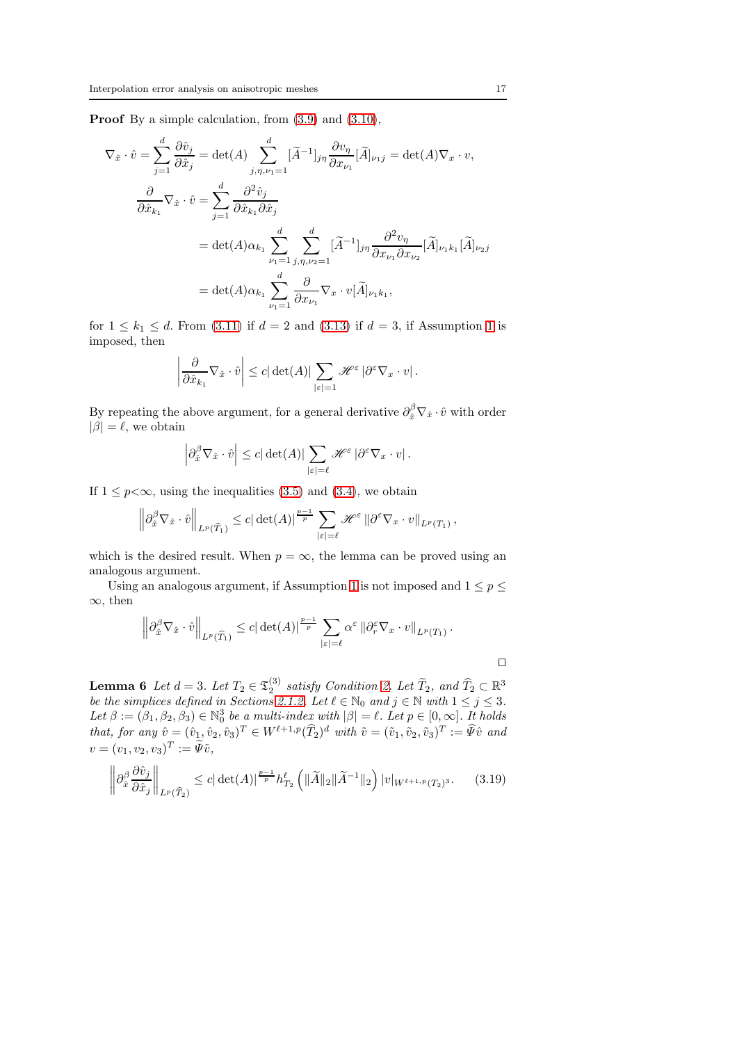**Proof** By a simple calculation, from (3.9) and (3.10),

$$
\begin{aligned}
\nabla_{\hat{x}} \cdot \hat{v} &= \sum_{j=1}^{d} \frac{\partial \hat{v}_j}{\partial \hat{x}_j} = \det(A) \sum_{j,\eta,\nu_1=1}^{d} [\widetilde{A}^{-1}]_{j\eta} \frac{\partial v_\eta}{\partial x_{\nu_1}} [\widetilde{A}]_{\nu_1 j} = \det(A) \nabla_x \cdot v, \\
\frac{\partial}{\partial \hat{x}_{k_1}} \nabla_{\hat{x}} \cdot \hat{v} &= \sum_{j=1}^{d} \frac{\partial^2 \hat{v}_j}{\partial \hat{x}_{k_1} \partial \hat{x}_j} \\
&= \det(A) \alpha_{k_1} \sum_{\nu_1=1}^{d} \sum_{j,\eta,\nu_2=1}^{d} [\widetilde{A}^{-1}]_{j\eta} \frac{\partial^2 v_\eta}{\partial x_{\nu_1} \partial x_{\nu_2}} [\widetilde{A}]_{\nu_1 k_1} [\widetilde{A}]_{\nu_2 j} \\
&= \det(A) \alpha_{k_1} \sum_{\nu_1=1}^{d} \frac{\partial}{\partial x_{\nu_1}} \nabla_x \cdot v [\widetilde{A}]_{\nu_1 k_1},
\end{aligned}
$$

for $1 \leq k_1 \leq d$. From (3.11) if $d = 2$ and (3.13) if $d = 3$, if Assumption 1 is imposed, then

$$
\left| \frac{\partial}{\partial \hat{x}_{k_1}} \nabla_{\hat{x}} \cdot \hat{v} \right| \leq c |\det(A)| \sum_{|\varepsilon|=1} \mathscr{H}^{\varepsilon} \left| \partial^{\varepsilon} \nabla_x \cdot v \right|.
$$

By repeating the above argument, for a general derivative $\partial_{\hat{x}}^{\beta} \nabla_{\hat{x}} \cdot \hat{v}$ with order $|\beta| = \ell$, we obtain

$$
\left| \partial_{\hat{x}}^{\beta} \nabla_{\hat{x}} \cdot \hat{v} \right| \leq c |\det(A)| \sum_{|\varepsilon|=\ell} \mathscr{H}^{\varepsilon} \left| \partial^{\varepsilon} \nabla_x \cdot v \right|.
$$

If $1 \leq p < \infty$, using the inequalities (3.5) and (3.4), we obtain

$$
\left\| \partial_{\hat{x}}^{\beta} \nabla_{\hat{x}} \cdot \hat{v} \right\|_{L^p(\widehat{T}_1)} \leq c |\det(A)|^{\frac{p-1}{p}} \sum_{|\varepsilon|=\ell} \mathscr{H}^{\varepsilon} \left\| \partial^{\varepsilon} \nabla_x \cdot v \right\|_{L^p(T_1)},
$$

which is the desired result. When $p = \infty$, the lemma can be proved using an analogous argument.

Using an analogous argument, if Assumption 1 is not imposed and $1 \leq p \leq \infty$, then

$$
\left\| \partial_{\hat{x}}^{\beta} \nabla_{\hat{x}} \cdot \hat{v} \right\|_{L^p(\widehat{T}_1)} \leq c |\det(A)|^{\frac{p-1}{p}} \sum_{|\varepsilon|=\ell} \alpha^{\varepsilon} \left\| \partial_r^{\varepsilon} \nabla_x \cdot v \right\|_{L^p(T_1)}.
$$

□

**Lemma 6** *Let $d = 3$. Let $T_2 \in \mathfrak{T}_2^{(3)}$ satisfy Condition 2. Let $\widetilde{T}_2$, and $\widehat{T}_2 \subset \mathbb{R}^3$ be the simplices defined in Sections 2.1.2. Let $\ell \in \mathbb{N}_0$ and $j \in \mathbb{N}$ with $1 \leq j \leq 3$. Let $\beta := (\beta_1, \beta_2, \beta_3) \in \mathbb{N}_0^3$ be a multi-index with $|\beta| = \ell$. Let $p \in [0, \infty]$. It holds that, for any $\hat{v} = (\hat{v}_1, \hat{v}_2, \hat{v}_3)^T \in W^{\ell+1,p}(\widehat{T}_2)^d$ with $\tilde{v} = (\tilde{v}_1, \tilde{v}_2, \tilde{v}_3)^T := \widehat{\Psi} \hat{v}$ and $v = (v_1, v_2, v_3)^T := \widetilde{\Psi} \tilde{v}$,*

$$
\left\| \partial_{\hat{x}}^{\beta} \frac{\partial \hat{v}_j}{\partial \hat{x}_j} \right\|_{L^p(\widehat{T}_2)} \leq c |\det(A)|^{\frac{p-1}{p}} h_{T_2}^{\ell} \left( \|\widetilde{A}\|_2 \|\widetilde{A}^{-1}\|_2 \right) |v|_{W^{\ell+1,p}(T_2)^3}. \tag{3.19}
$$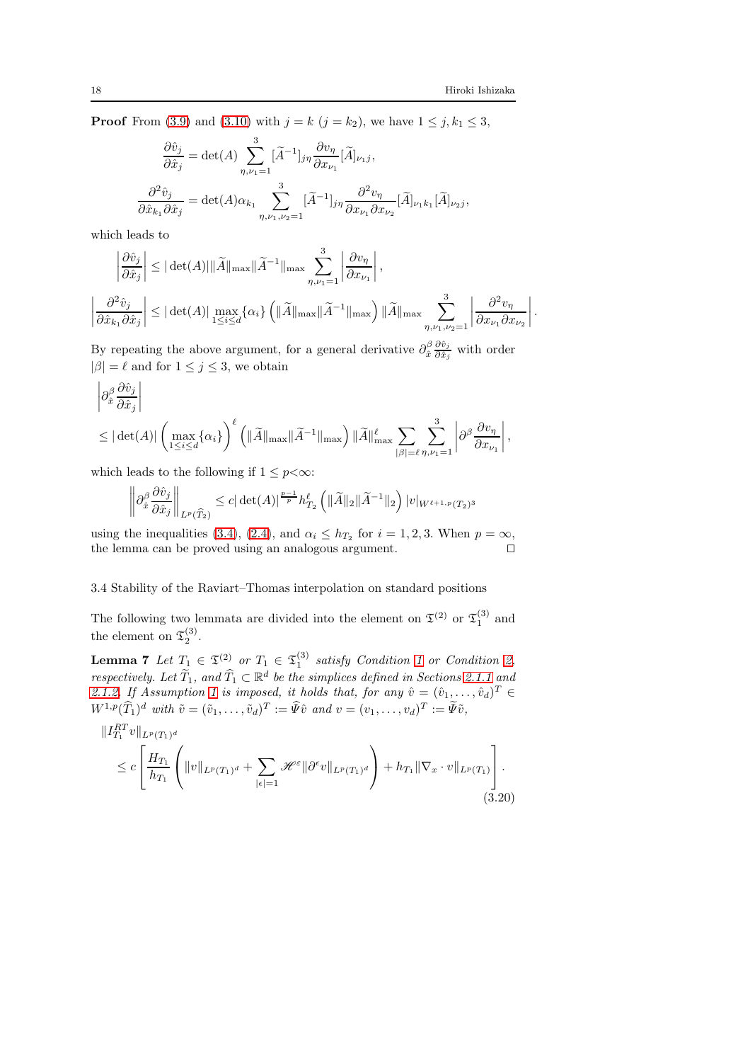**Proof** From (3.9) and (3.10) with $j = k$ ($j = k_2$), we have $1 \leq j, k_1 \leq 3$,

$$
\frac{\partial \hat{v}_j}{\partial \hat{x}_j} = \det(A) \sum_{\eta,\nu_1=1}^{3} [\widetilde{A}^{-1}]_{j\eta} \frac{\partial v_\eta}{\partial x_{\nu_1}} [\widetilde{A}]_{\nu_1 j},
$$

$$
\frac{\partial^2 \hat{v}_j}{\partial \hat{x}_{k_1} \partial \hat{x}_j} = \det(A) \alpha_{k_1} \sum_{\eta,\nu_1,\nu_2=1}^{3} [\widetilde{A}^{-1}]_{j\eta} \frac{\partial^2 v_\eta}{\partial x_{\nu_1} \partial x_{\nu_2}} [\widetilde{A}]_{\nu_1 k_1} [\widetilde{A}]_{\nu_2 j},
$$

which leads to

$$
\left| \frac{\partial \hat{v}_j}{\partial \hat{x}_j} \right| \leq |\det(A)| \|\widetilde{A}\|_{\max} \|\widetilde{A}^{-1}\|_{\max} \sum_{\eta,\nu_1=1}^{3} \left| \frac{\partial v_\eta}{\partial x_{\nu_1}} \right|,
$$

$$
\left| \frac{\partial^2 \hat{v}_j}{\partial \hat{x}_{k_1} \partial \hat{x}_j} \right| \leq |\det(A)| \max_{1 \leq i \leq d} \{\alpha_i\} \left( \|\widetilde{A}\|_{\max} \|\widetilde{A}^{-1}\|_{\max} \right) \|\widetilde{A}\|_{\max} \sum_{\eta,\nu_1,\nu_2=1}^{3} \left| \frac{\partial^2 v_\eta}{\partial x_{\nu_1} \partial x_{\nu_2}} \right|.
$$

By repeating the above argument, for a general derivative $\partial_{\hat{x}}^{\beta} \frac{\partial \hat{v}_j}{\partial \hat{x}_j}$ with order $|\beta| = \ell$ and for $1 \leq j \leq 3$, we obtain

$$
\begin{aligned}
&\left| \partial_{\hat{x}}^{\beta} \frac{\partial \hat{v}_j}{\partial \hat{x}_j} \right| \\
&\leq |\det(A)| \left( \max_{1 \leq i \leq d} \{\alpha_i\} \right)^{\ell} \left( \|\widetilde{A}\|_{\max} \|\widetilde{A}^{-1}\|_{\max} \right) \|\widetilde{A}\|_{\max}^{\ell} \sum_{|\beta|=\ell} \sum_{\eta,\nu_1=1}^{3} \left| \partial^{\beta} \frac{\partial v_\eta}{\partial x_{\nu_1}} \right|,
\end{aligned}
$$

which leads to the following if $1 \leq p < \infty$:

$$
\left\| \partial_{\hat{x}}^{\beta} \frac{\partial \hat{v}_j}{\partial \hat{x}_j} \right\|_{L^p(\widehat{T}_2)} \leq c |\det(A)|^{\frac{p-1}{p}} h_{T_2}^{\ell} \left( \|\widetilde{A}\|_2 \|\widetilde{A}^{-1}\|_2 \right) |v|_{W^{\ell+1,p}(T_2)^3}
$$

using the inequalities (3.4), (2.4), and $\alpha_i \leq h_{T_2}$ for $i = 1, 2, 3$. When $p = \infty$, the lemma can be proved using an analogous argument. $\square$

### 3.4 Stability of the Raviart–Thomas interpolation on standard positions

The following two lemmata are divided into the element on $\mathfrak{T}^{(2)}$ or $\mathfrak{T}_1^{(3)}$ and the element on $\mathfrak{T}_2^{(3)}$.

**Lemma 7** *Let $T_1 \in \mathfrak{T}^{(2)}$ or $T_1 \in \mathfrak{T}_1^{(3)}$ satisfy Condition 1 or Condition 2, respectively. Let $\widetilde{T}_1$, and $\widehat{T}_1 \subset \mathbb{R}^d$ be the simplices defined in Sections 2.1.1 and 2.1.2. If Assumption 1 is imposed, it holds that, for any $\hat{v} = (\hat{v}_1, \ldots, \hat{v}_d)^T \in W^{1,p}(\widehat{T}_1)^d$ with $\tilde{v} = (\tilde{v}_1, \ldots, \tilde{v}_d)^T := \widehat{\Psi} \hat{v}$ and $v = (v_1, \ldots, v_d)^T := \widetilde{\Psi} \tilde{v}$,*

$$
\begin{aligned}
&\|I_{T_1}^{RT} v\|_{L^p(T_1)^d} \\
&\leq c \left[ \frac{H_{T_1}}{h_{T_1}} \left( \|v\|_{L^p(T_1)^d} + \sum_{|\epsilon|=1} \mathscr{H}^{\varepsilon} \|\partial^{\epsilon} v\|_{L^p(T_1)^d} \right) + h_{T_1} \|\nabla_x \cdot v\|_{L^p(T_1)} \right].
\end{aligned}
\tag{3.20}
$$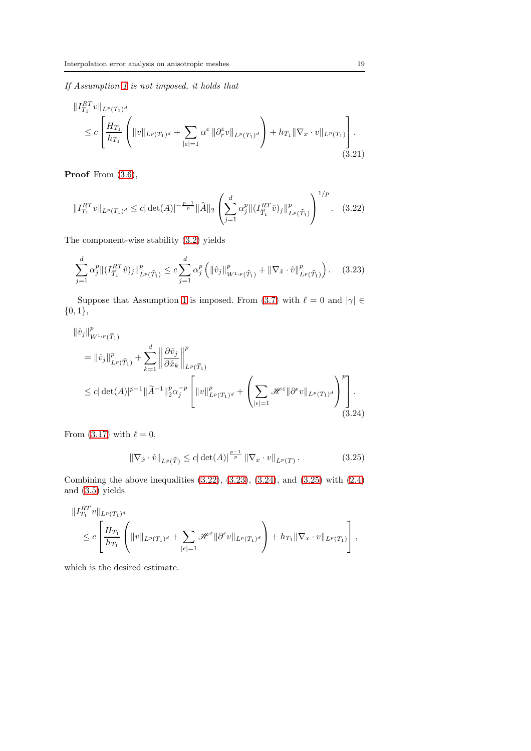*If Assumption 1 is not imposed, it holds that*

$$
\begin{aligned}
&\| I_{T_1}^{RT} v \|_{L^p(T_1)^d} \\
&\quad \leq c \left[ \frac{H_{T_1}}{h_{T_1}} \left( \| v \|_{L^p(T_1)^d} + \sum_{|\varepsilon|=1} \alpha^{\varepsilon} \| \partial_r^{\varepsilon} v \|_{L^p(T_1)^d} \right) + h_{T_1} \| \nabla_x \cdot v \|_{L^p(T_1)} \right].
\end{aligned}
\tag{3.21}
$$

**Proof** From (3.6),

$$
\| I_{T_1}^{RT} v \|_{L^p(T_1)^d} \leq c |\det(A)|^{-\frac{p-1}{p}} \| \widetilde{A} \|_2 \left( \sum_{j=1}^{d} \alpha_j^p \| (I_{\widehat{T}_1}^{RT} \hat{v})_j \|_{L^p(\widehat{T}_1)}^p \right)^{1/p}. \tag{3.22}
$$

The component-wise stability (3.2) yields

$$
\sum_{j=1}^{d} \alpha_j^p \| (I_{\widehat{T}_1}^{RT} \hat{v})_j \|_{L^p(\widehat{T}_1)}^p \leq c \sum_{j=1}^{d} \alpha_j^p \left( \| \hat{v}_j \|_{W^{1,p}(\widehat{T}_1)}^p + \| \nabla_{\hat{x}} \cdot \hat{v} \|_{L^p(\widehat{T}_1)}^p \right). \tag{3.23}
$$

Suppose that Assumption 1 is imposed. From (3.7) with $\ell = 0$ and $|\gamma| \in \{0, 1\}$,

$$
\begin{aligned}
&\| \hat{v}_j \|_{W^{1,p}(\widehat{T}_1)}^p \\
&\quad = \| \hat{v}_j \|_{L^p(\widehat{T}_1)}^p + \sum_{k=1}^{d} \left\| \frac{\partial \hat{v}_j}{\partial \hat{x}_k} \right\|_{L^p(\widehat{T}_1)}^p \\
&\quad \leq c |\det(A)|^{p-1} \| \widetilde{A}^{-1} \|_2^p \alpha_j^{-p} \left[ \| v \|_{L^p(T_1)^d}^p + \left( \sum_{|\epsilon|=1} \mathscr{H}^{\varepsilon} \| \partial^{\epsilon} v \|_{L^p(T_1)^d} \right)^p \right].
\end{aligned}
\tag{3.24}
$$

From (3.17) with $\ell = 0$,

$$
\| \nabla_{\hat{x}} \cdot \hat{v} \|_{L^p(\widehat{T})} \leq c |\det(A)|^{\frac{p-1}{p}} \| \nabla_x \cdot v \|_{L^p(T)}. \tag{3.25}
$$

Combining the above inequalities (3.22), (3.23), (3.24), and (3.25) with (2.4) and (3.5) yields

$$
\begin{aligned}
&\| I_{T_1}^{RT} v \|_{L^p(T_1)^d} \\
&\quad \leq c \left[ \frac{H_{T_1}}{h_{T_1}} \left( \| v \|_{L^p(T_1)^d} + \sum_{|\epsilon|=1} \mathscr{H}^{\varepsilon} \| \partial^{\epsilon} v \|_{L^p(T_1)^d} \right) + h_{T_1} \| \nabla_x \cdot v \|_{L^p(T_1)} \right],
\end{aligned}
$$

which is the desired estimate.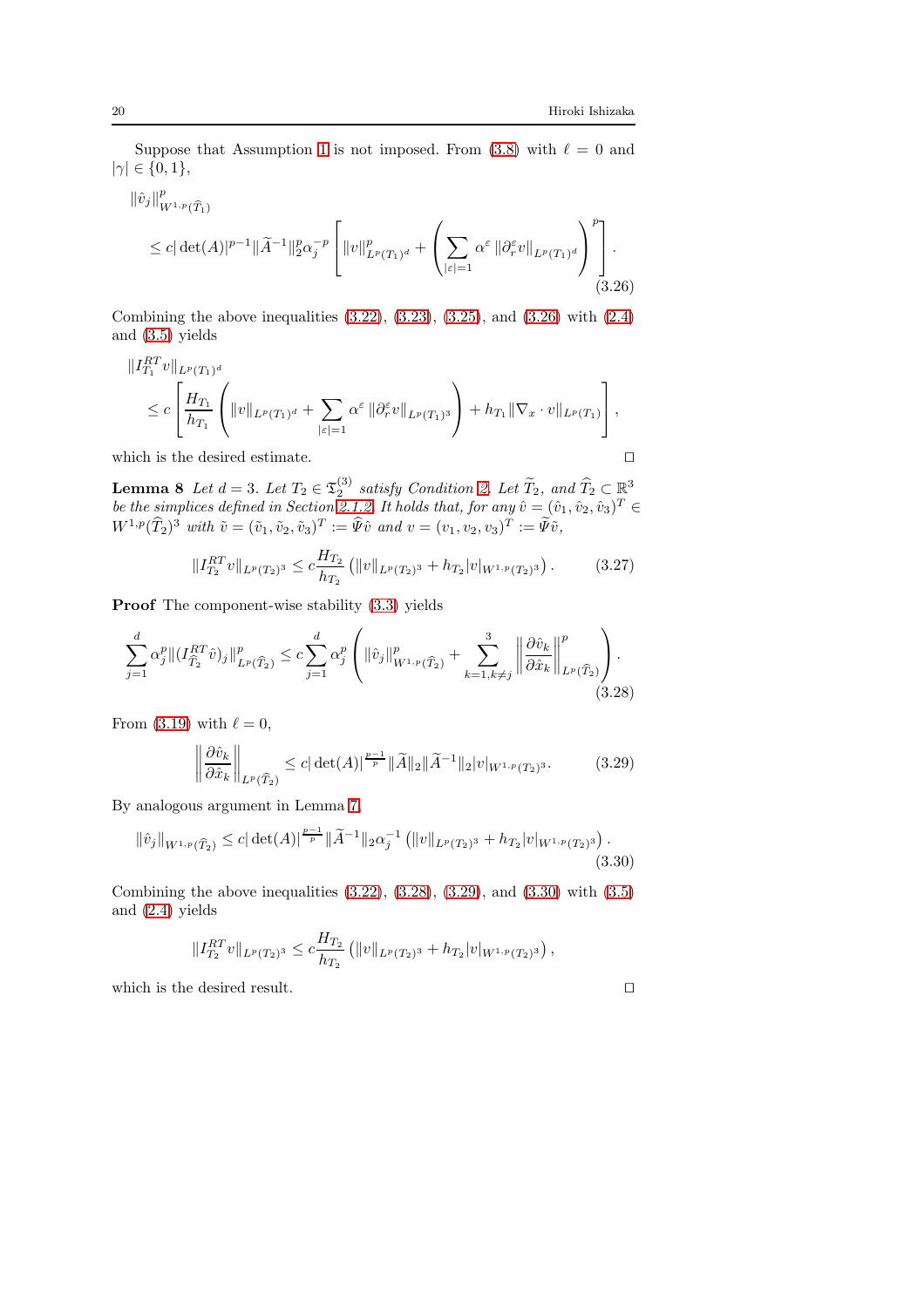Suppose that Assumption 1 is not imposed. From (3.8) with $\ell = 0$ and $|\gamma| \in \{0,1\}$,

$$
\begin{aligned}
&\|\hat{v}_j\|^p_{W^{1,p}(\widehat{T}_1)} \\
&\quad \leq c|\det(A)|^{p-1} \|\widetilde{A}^{-1}\|_2^p \alpha_j^{-p} \left[ \|v\|^p_{L^p(T_1)^d} + \left( \sum_{|\varepsilon|=1} \alpha^{\varepsilon} \|\partial_r^{\varepsilon} v\|_{L^p(T_1)^d} \right)^p \right].
\end{aligned}
\tag{3.26}
$$

Combining the above inequalities (3.22), (3.23), (3.25), and (3.26) with (2.4) and (3.5) yields

$$
\begin{aligned}
&\|I_{T_1}^{RT} v\|_{L^p(T_1)^d} \\
&\quad \leq c \left[ \frac{H_{T_1}}{h_{T_1}} \left( \|v\|_{L^p(T_1)^d} + \sum_{|\varepsilon|=1} \alpha^{\varepsilon} \|\partial_r^{\varepsilon} v\|_{L^p(T_1)^3} \right) + h_{T_1} \|\nabla_x \cdot v\|_{L^p(T_1)} \right],
\end{aligned}
$$

which is the desired estimate. $\square$

**Lemma 8** *Let $d = 3$. Let $T_2 \in \mathfrak{T}_2^{(3)}$ satisfy Condition 2. Let $\widetilde{T}_2$, and $\widehat{T}_2 \subset \mathbb{R}^3$ be the simplices defined in Section 2.1.2. It holds that, for any $\hat{v} = (\hat{v}_1, \hat{v}_2, \hat{v}_3)^T \in W^{1,p}(\widehat{T}_2)^3$ with $\tilde{v} = (\tilde{v}_1, \tilde{v}_2, \tilde{v}_3)^T := \widehat{\Psi} \hat{v}$ and $v = (v_1, v_2, v_3)^T := \widetilde{\Psi} \tilde{v}$,*

$$
\|I_{T_2}^{RT} v\|_{L^p(T_2)^3} \leq c \frac{H_{T_2}}{h_{T_2}} \left( \|v\|_{L^p(T_2)^3} + h_{T_2} |v|_{W^{1,p}(T_2)^3} \right). \tag{3.27}
$$

**Proof** The component-wise stability (3.3) yields

$$
\sum_{j=1}^{d} \alpha_j^p \|(I_{\widehat{T}_2}^{RT} \hat{v})_j\|^p_{L^p(\widehat{T}_2)} \leq c \sum_{j=1}^{d} \alpha_j^p \left( \|\hat{v}_j\|^p_{W^{1,p}(\widehat{T}_2)} + \sum_{k=1, k \neq j}^{3} \left\| \frac{\partial \hat{v}_k}{\partial \hat{x}_k} \right\|^p_{L^p(\widehat{T}_2)} \right). \tag{3.28}
$$

From (3.19) with $\ell = 0$,

$$
\left\| \frac{\partial \hat{v}_k}{\partial \hat{x}_k} \right\|_{L^p(\widehat{T}_2)} \leq c |\det(A)|^{\frac{p-1}{p}} \|\widetilde{A}\|_2 \|\widetilde{A}^{-1}\|_2 |v|_{W^{1,p}(T_2)^3}. \tag{3.29}
$$

By analogous argument in Lemma 7,

$$
\|\hat{v}_j\|_{W^{1,p}(\widehat{T}_2)} \leq c |\det(A)|^{\frac{p-1}{p}} \|\widetilde{A}^{-1}\|_2 \alpha_j^{-1} \left( \|v\|_{L^p(T_2)^3} + h_{T_2} |v|_{W^{1,p}(T_2)^3} \right). \tag{3.30}
$$

Combining the above inequalities (3.22), (3.28), (3.29), and (3.30) with (3.5) and (2.4) yields

$$
\|I_{T_2}^{RT} v\|_{L^p(T_2)^3} \leq c \frac{H_{T_2}}{h_{T_2}} \left( \|v\|_{L^p(T_2)^3} + h_{T_2} |v|_{W^{1,p}(T_2)^3} \right),
$$

which is the desired result. $\square$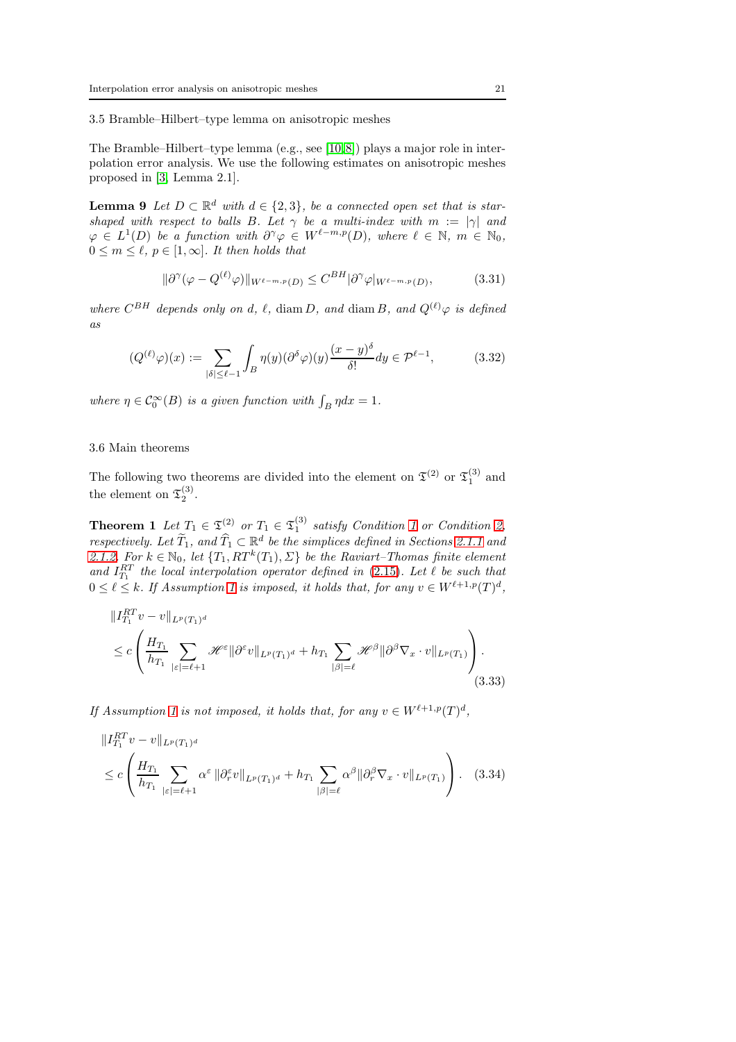### 3.5 Bramble–Hilbert–type lemma on anisotropic meshes

The Bramble–Hilbert–type lemma (e.g., see [10,8]) plays a major role in interpolation error analysis. We use the following estimates on anisotropic meshes proposed in [3, Lemma 2.1].

**Lemma 9** *Let $D \subset \mathbb{R}^d$ with $d \in \{2,3\}$, be a connected open set that is star-shaped with respect to balls $B$. Let $\gamma$ be a multi-index with $m := |\gamma|$ and $\varphi \in L^1(D)$ be a function with $\partial^\gamma \varphi \in W^{\ell-m,p}(D)$, where $\ell \in \mathbb{N}$, $m \in \mathbb{N}_0$, $0 \leq m \leq \ell$, $p \in [1,\infty]$. It then holds that*

$$\|\partial^\gamma (\varphi - Q^{(\ell)}\varphi)\|_{W^{\ell-m,p}(D)} \leq C^{BH} |\partial^\gamma \varphi|_{W^{\ell-m,p}(D)}, \tag{3.31}$$

*where $C^{BH}$ depends only on $d$, $\ell$, $\operatorname{diam} D$, and $\operatorname{diam} B$, and $Q^{(\ell)}\varphi$ is defined as*

$$(Q^{(\ell)}\varphi)(x) := \sum_{|\delta| \leq \ell-1} \int_B \eta(y) (\partial^\delta \varphi)(y) \frac{(x-y)^\delta}{\delta!} dy \in \mathcal{P}^{\ell-1}, \tag{3.32}$$

*where $\eta \in \mathcal{C}_0^\infty(B)$ is a given function with $\int_B \eta dx = 1$.*

### 3.6 Main theorems

The following two theorems are divided into the element on $\mathfrak{T}^{(2)}$ or $\mathfrak{T}_1^{(3)}$ and the element on $\mathfrak{T}_2^{(3)}$.

**Theorem 1** *Let $T_1 \in \mathfrak{T}^{(2)}$ or $T_1 \in \mathfrak{T}_1^{(3)}$ satisfy Condition 1 or Condition 2, respectively. Let $\widetilde{T}_1$, and $\widehat{T}_1 \subset \mathbb{R}^d$ be the simplices defined in Sections 2.1.1 and 2.1.2. For $k \in \mathbb{N}_0$, let $\{T_1, RT^k(T_1), \Sigma\}$ be the Raviart–Thomas finite element and $I_{T_1}^{RT}$ the local interpolation operator defined in (2.15). Let $\ell$ be such that $0 \leq \ell \leq k$. If Assumption 1 is imposed, it holds that, for any $v \in W^{\ell+1,p}(T)^d$,*

$$\begin{aligned}
&\|I_{T_1}^{RT} v - v\|_{L^p(T_1)^d} \\
&\leq c \left( \frac{H_{T_1}}{h_{T_1}} \sum_{|\varepsilon|=\ell+1} \mathscr{H}^\varepsilon \|\partial^\varepsilon v\|_{L^p(T_1)^d} + h_{T_1} \sum_{|\beta|=\ell} \mathscr{H}^\beta \|\partial^\beta \nabla_x \cdot v\|_{L^p(T_1)} \right).
\end{aligned} \tag{3.33}$$

*If Assumption 1 is not imposed, it holds that, for any $v \in W^{\ell+1,p}(T)^d$,*

$$\begin{aligned}
&\|I_{T_1}^{RT} v - v\|_{L^p(T_1)^d} \\
&\leq c \left( \frac{H_{T_1}}{h_{T_1}} \sum_{|\varepsilon|=\ell+1} \alpha^\varepsilon \|\partial_r^\varepsilon v\|_{L^p(T_1)^d} + h_{T_1} \sum_{|\beta|=\ell} \alpha^\beta \|\partial_r^\beta \nabla_x \cdot v\|_{L^p(T_1)} \right).
\end{aligned} \tag{3.34}$$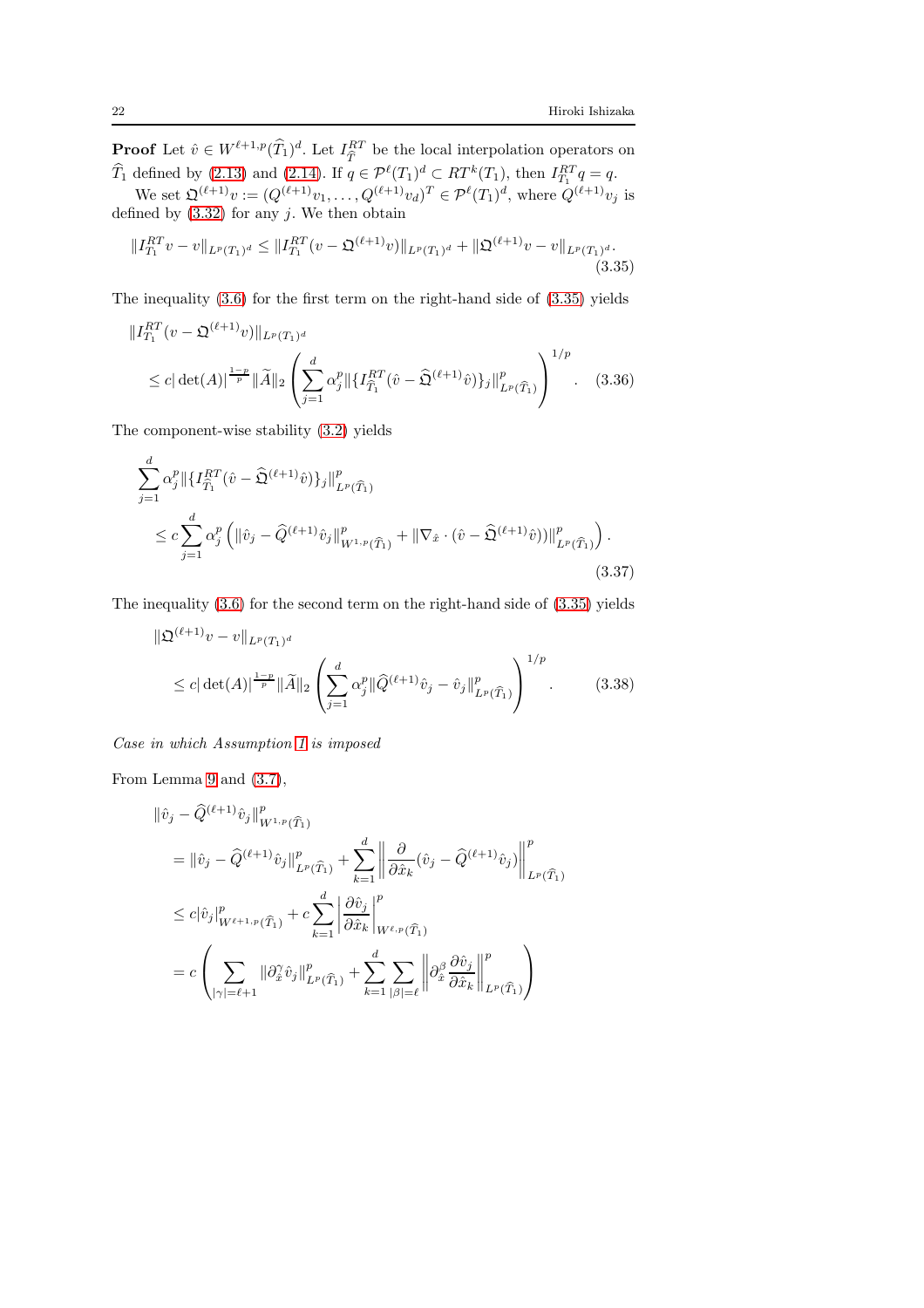**Proof** Let $\hat{v} \in W^{\ell+1,p}(\widehat{T}_1)^d$. Let $I_{\widehat{T}}^{RT}$ be the local interpolation operators on $\widehat{T}_1$ defined by (2.13) and (2.14). If $q \in \mathcal{P}^{\ell}(T_1)^d \subset RT^k(T_1)$, then $I_{T_1}^{RT} q = q$.

We set $\mathfrak{Q}^{(\ell+1)} v := (Q^{(\ell+1)} v_1, \ldots, Q^{(\ell+1)} v_d)^T \in \mathcal{P}^{\ell}(T_1)^d$, where $Q^{(\ell+1)} v_j$ is defined by (3.32) for any $j$. We then obtain

$$
\|I_{T_1}^{RT} v - v\|_{L^p(T_1)^d} \leq \|I_{T_1}^{RT} (v - \mathfrak{Q}^{(\ell+1)} v)\|_{L^p(T_1)^d} + \|\mathfrak{Q}^{(\ell+1)} v - v\|_{L^p(T_1)^d}. \tag{3.35}
$$

The inequality (3.6) for the first term on the right-hand side of (3.35) yields

$$
\begin{aligned}
&\|I_{T_1}^{RT} (v - \mathfrak{Q}^{(\ell+1)} v)\|_{L^p(T_1)^d} \\
&\quad \leq c |\det(A)|^{\frac{1-p}{p}} \|\widetilde{A}\|_2 \left( \sum_{j=1}^{d} \alpha_j^p \| \{ I_{\widehat{T}_1}^{RT} (\hat{v} - \widehat{\mathfrak{Q}}^{(\ell+1)} \hat{v}) \}_j \|_{L^p(\widehat{T}_1)}^p \right)^{1/p}.
\end{aligned} \tag{3.36}
$$

The component-wise stability (3.2) yields

$$
\begin{aligned}
&\sum_{j=1}^{d} \alpha_j^p \| \{ I_{\widehat{T}_1}^{RT} (\hat{v} - \widehat{\mathfrak{Q}}^{(\ell+1)} \hat{v}) \}_j \|_{L^p(\widehat{T}_1)}^p \\
&\quad \leq c \sum_{j=1}^{d} \alpha_j^p \left( \|\hat{v}_j - \widehat{Q}^{(\ell+1)} \hat{v}_j\|_{W^{1,p}(\widehat{T}_1)}^p + \|\nabla_{\hat{x}} \cdot (\hat{v} - \widehat{\mathfrak{Q}}^{(\ell+1)} \hat{v})\|_{L^p(\widehat{T}_1)}^p \right).
\end{aligned} \tag{3.37}
$$

The inequality (3.6) for the second term on the right-hand side of (3.35) yields

$$
\begin{aligned}
&\|\mathfrak{Q}^{(\ell+1)} v - v\|_{L^p(T_1)^d} \\
&\quad \leq c |\det(A)|^{\frac{1-p}{p}} \|\widetilde{A}\|_2 \left( \sum_{j=1}^{d} \alpha_j^p \|\widehat{Q}^{(\ell+1)} \hat{v}_j - \hat{v}_j\|_{L^p(\widehat{T}_1)}^p \right)^{1/p}.
\end{aligned} \tag{3.38}
$$

*Case in which Assumption 1 is imposed*

From Lemma 9 and (3.7),

$$
\begin{aligned}
&\|\hat{v}_j - \widehat{Q}^{(\ell+1)} \hat{v}_j\|_{W^{1,p}(\widehat{T}_1)}^p \\
&\quad = \|\hat{v}_j - \widehat{Q}^{(\ell+1)} \hat{v}_j\|_{L^p(\widehat{T}_1)}^p + \sum_{k=1}^{d} \left\| \frac{\partial}{\partial \hat{x}_k} (\hat{v}_j - \widehat{Q}^{(\ell+1)} \hat{v}_j) \right\|_{L^p(\widehat{T}_1)}^p \\
&\quad \leq c |\hat{v}_j|_{W^{\ell+1,p}(\widehat{T}_1)}^p + c \sum_{k=1}^{d} \left| \frac{\partial \hat{v}_j}{\partial \hat{x}_k} \right|_{W^{\ell,p}(\widehat{T}_1)}^p \\
&\quad = c \left( \sum_{|\gamma|=\ell+1} \|\partial_{\hat{x}}^{\gamma} \hat{v}_j\|_{L^p(\widehat{T}_1)}^p + \sum_{k=1}^{d} \sum_{|\beta|=\ell} \left\| \partial_{\hat{x}}^{\beta} \frac{\partial \hat{v}_j}{\partial \hat{x}_k} \right\|_{L^p(\widehat{T}_1)}^p \right)
\end{aligned}
$$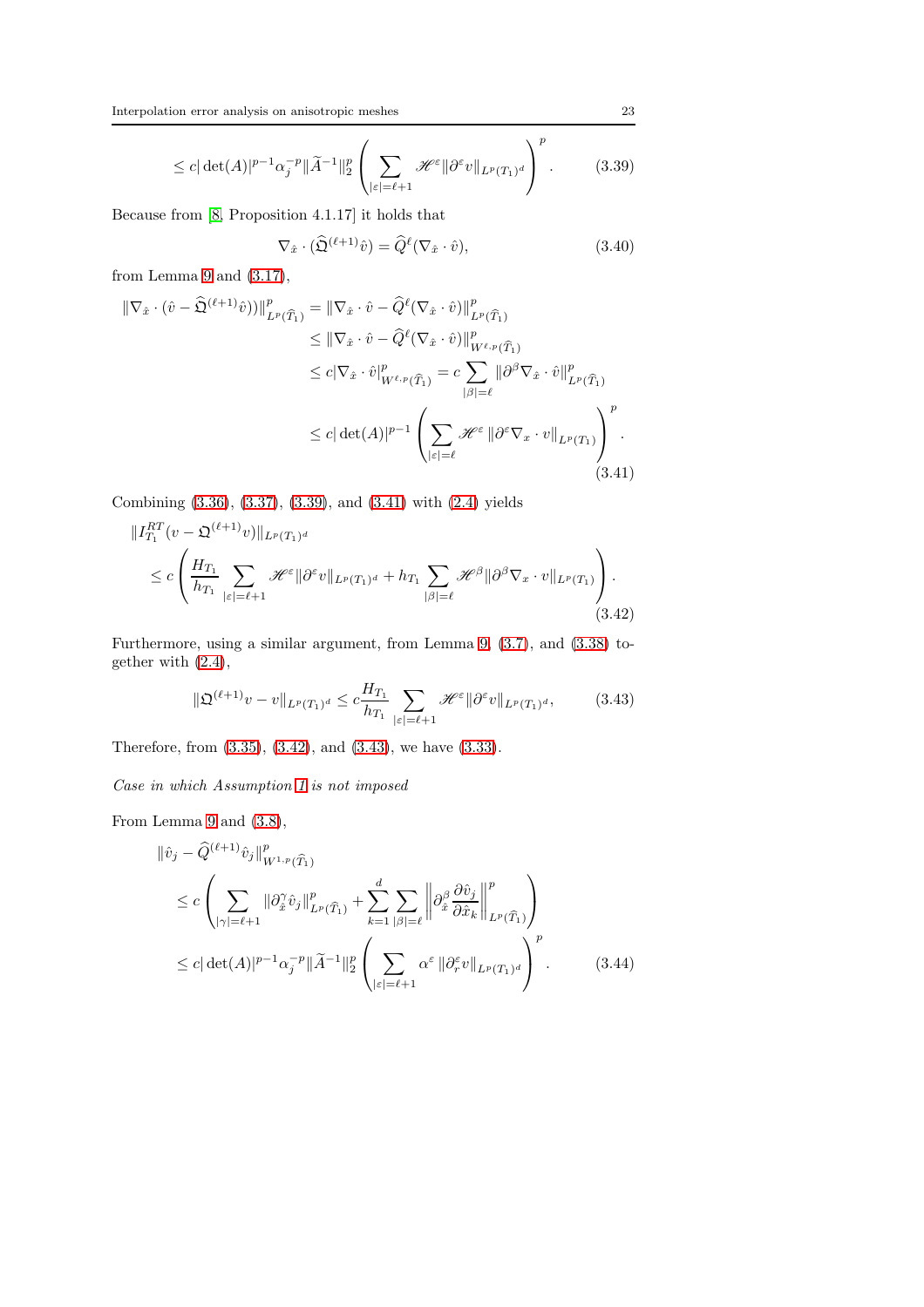$$
\leq c|\det(A)|^{p-1}\alpha_j^{-p}\|\widetilde{A}^{-1}\|_2^p\left(\sum_{|\varepsilon|=\ell+1}\mathscr{H}^{\varepsilon}\|\partial^{\varepsilon}v\|_{L^p(T_1)^d}\right)^p. \tag{3.39}
$$

Because from [8, Proposition 4.1.17] it holds that

$$
\nabla_{\hat{x}}\cdot(\widehat{\mathfrak{Q}}^{(\ell+1)}\hat{v}) = \widehat{Q}^{\ell}(\nabla_{\hat{x}}\cdot\hat{v}), \tag{3.40}
$$

from Lemma 9 and (3.17),

$$
\begin{aligned}
\|\nabla_{\hat{x}}\cdot(\hat{v}-\widehat{\mathfrak{Q}}^{(\ell+1)}\hat{v}))\|_{L^p(\widehat{T}_1)}^p &= \|\nabla_{\hat{x}}\cdot\hat{v}-\widehat{Q}^{\ell}(\nabla_{\hat{x}}\cdot\hat{v})\|_{L^p(\widehat{T}_1)}^p \\
&\leq \|\nabla_{\hat{x}}\cdot\hat{v}-\widehat{Q}^{\ell}(\nabla_{\hat{x}}\cdot\hat{v})\|_{W^{\ell,p}(\widehat{T}_1)}^p \\
&\leq c|\nabla_{\hat{x}}\cdot\hat{v}|_{W^{\ell,p}(\widehat{T}_1)}^p = c\sum_{|\beta|=\ell}\|\partial^{\beta}\nabla_{\hat{x}}\cdot\hat{v}\|_{L^p(\widehat{T}_1)}^p \\
&\leq c|\det(A)|^{p-1}\left(\sum_{|\varepsilon|=\ell}\mathscr{H}^{\varepsilon}\,\|\partial^{\varepsilon}\nabla_x\cdot v\|_{L^p(T_1)}\right)^p.
\end{aligned} \tag{3.41}
$$

Combining (3.36), (3.37), (3.39), and (3.41) with (2.4) yields

$$
\begin{aligned}
&\|I_{T_1}^{RT}(v-\mathfrak{Q}^{(\ell+1)}v)\|_{L^p(T_1)^d} \\
&\quad\leq c\left(\frac{H_{T_1}}{h_{T_1}}\sum_{|\varepsilon|=\ell+1}\mathscr{H}^{\varepsilon}\|\partial^{\varepsilon}v\|_{L^p(T_1)^d}+h_{T_1}\sum_{|\beta|=\ell}\mathscr{H}^{\beta}\|\partial^{\beta}\nabla_x\cdot v\|_{L^p(T_1)}\right).
\end{aligned} \tag{3.42}
$$

Furthermore, using a similar argument, from Lemma 9, (3.7), and (3.38) together with (2.4),

$$
\|\mathfrak{Q}^{(\ell+1)}v-v\|_{L^p(T_1)^d} \leq c\frac{H_{T_1}}{h_{T_1}}\sum_{|\varepsilon|=\ell+1}\mathscr{H}^{\varepsilon}\|\partial^{\varepsilon}v\|_{L^p(T_1)^d}, \tag{3.43}
$$

Therefore, from (3.35), (3.42), and (3.43), we have (3.33).

*Case in which Assumption 1 is not imposed*

From Lemma 9 and (3.8),

$$
\begin{aligned}
&\|\hat{v}_j-\widehat{Q}^{(\ell+1)}\hat{v}_j\|_{W^{1,p}(\widehat{T}_1)}^p \\
&\quad\leq c\left(\sum_{|\gamma|=\ell+1}\|\partial_{\hat{x}}^{\gamma}\hat{v}_j\|_{L^p(\widehat{T}_1)}^p+\sum_{k=1}^{d}\sum_{|\beta|=\ell}\left\|\partial_{\hat{x}}^{\beta}\frac{\partial\hat{v}_j}{\partial\hat{x}_k}\right\|_{L^p(\widehat{T}_1)}^p\right) \\
&\quad\leq c|\det(A)|^{p-1}\alpha_j^{-p}\|\widetilde{A}^{-1}\|_2^p\left(\sum_{|\varepsilon|=\ell+1}\alpha^{\varepsilon}\,\|\partial_r^{\varepsilon}v\|_{L^p(T_1)^d}\right)^p.
\end{aligned} \tag{3.44}
$$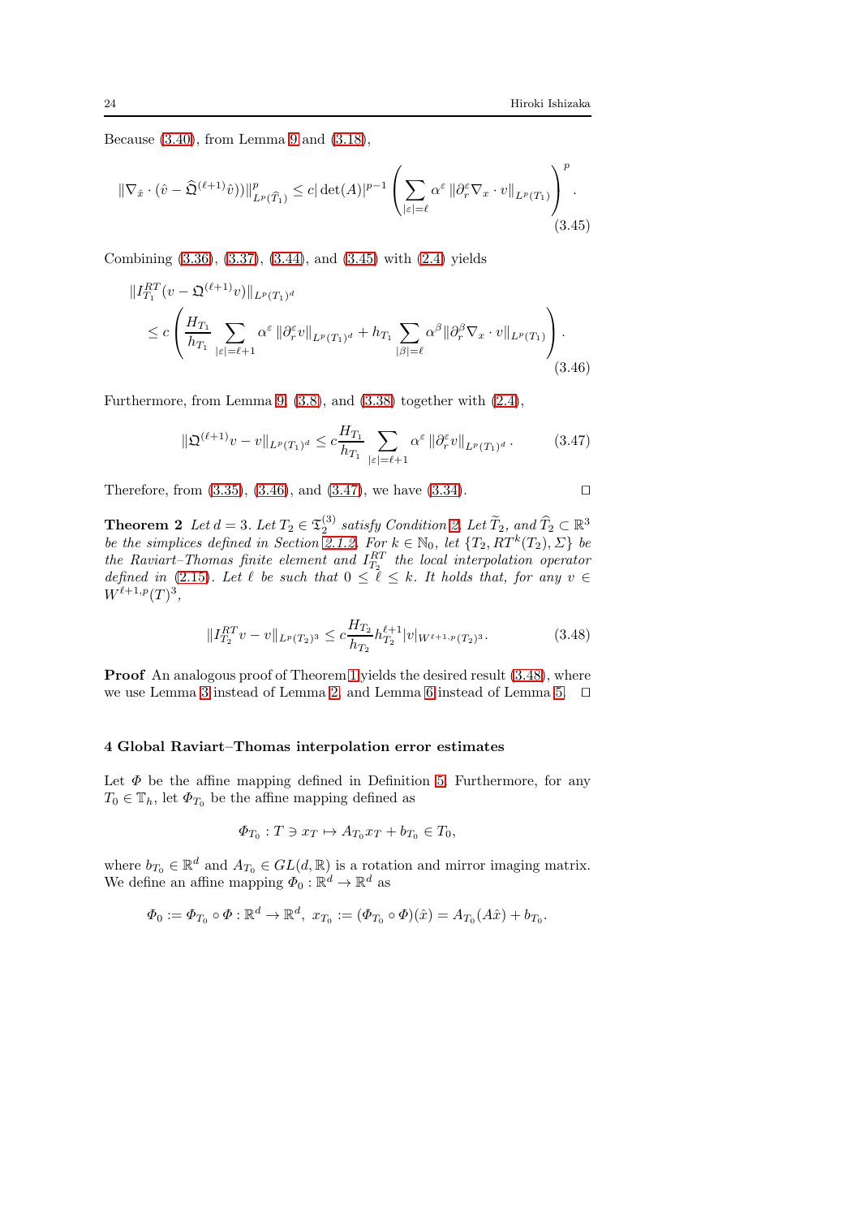Because (3.40), from Lemma 9 and (3.18),

$$\|\nabla_{\hat{x}} \cdot (\hat{v} - \widehat{\mathfrak{Q}}^{(\ell+1)} \hat{v}))\|^p_{L^p(\widehat{T}_1)} \leq c |\det(A)|^{p-1} \left( \sum_{|\varepsilon|=\ell} \alpha^{\varepsilon} \|\partial_r^{\varepsilon} \nabla_x \cdot v\|_{L^p(T_1)} \right)^p. \tag{3.45}$$

Combining (3.36), (3.37), (3.44), and (3.45) with (2.4) yields

$$\begin{aligned} &\|I_{T_1}^{RT}(v - \mathfrak{Q}^{(\ell+1)} v)\|_{L^p(T_1)^d} \\ &\quad \leq c \left( \frac{H_{T_1}}{h_{T_1}} \sum_{|\varepsilon|=\ell+1} \alpha^{\varepsilon} \|\partial_r^{\varepsilon} v\|_{L^p(T_1)^d} + h_{T_1} \sum_{|\beta|=\ell} \alpha^{\beta} \|\partial_r^{\beta} \nabla_x \cdot v\|_{L^p(T_1)} \right). \end{aligned} \tag{3.46}$$

Furthermore, from Lemma 9, (3.8), and (3.38) together with (2.4),

$$\|\mathfrak{Q}^{(\ell+1)} v - v\|_{L^p(T_1)^d} \leq c \frac{H_{T_1}}{h_{T_1}} \sum_{|\varepsilon|=\ell+1} \alpha^{\varepsilon} \|\partial_r^{\varepsilon} v\|_{L^p(T_1)^d}. \tag{3.47}$$

Therefore, from (3.35), (3.46), and (3.47), we have (3.34). $\square$

**Theorem 2** *Let $d = 3$. Let $T_2 \in \mathfrak{T}_2^{(3)}$ satisfy Condition 2. Let $\widetilde{T}_2$, and $\widehat{T}_2 \subset \mathbb{R}^3$ be the simplices defined in Section 2.1.2. For $k \in \mathbb{N}_0$, let $\{T_2, RT^k(T_2), \Sigma\}$ be the Raviart–Thomas finite element and $I_{T_2}^{RT}$ the local interpolation operator defined in (2.15). Let $\ell$ be such that $0 \leq \ell \leq k$. It holds that, for any $v \in W^{\ell+1,p}(T)^3$,*

$$\|I_{T_2}^{RT} v - v\|_{L^p(T_2)^3} \leq c \frac{H_{T_2}}{h_{T_2}} h_{T_2}^{\ell+1} |v|_{W^{\ell+1,p}(T_2)^3}. \tag{3.48}$$

**Proof** An analogous proof of Theorem 1 yields the desired result (3.48), where we use Lemma 3 instead of Lemma 2, and Lemma 6 instead of Lemma 5. $\square$

## 4 Global Raviart–Thomas interpolation error estimates

Let $\Phi$ be the affine mapping defined in Definition 5. Furthermore, for any $T_0 \in \mathbb{T}_h$, let $\Phi_{T_0}$ be the affine mapping defined as

$$\Phi_{T_0} : T \ni x_T \mapsto A_{T_0} x_T + b_{T_0} \in T_0,$$

where $b_{T_0} \in \mathbb{R}^d$ and $A_{T_0} \in GL(d, \mathbb{R})$ is a rotation and mirror imaging matrix. We define an affine mapping $\Phi_0 : \mathbb{R}^d \to \mathbb{R}^d$ as

$$\Phi_0 := \Phi_{T_0} \circ \Phi : \mathbb{R}^d \to \mathbb{R}^d, \ x_{T_0} := (\Phi_{T_0} \circ \Phi)(\hat{x}) = A_{T_0}(A\hat{x}) + b_{T_0}.$$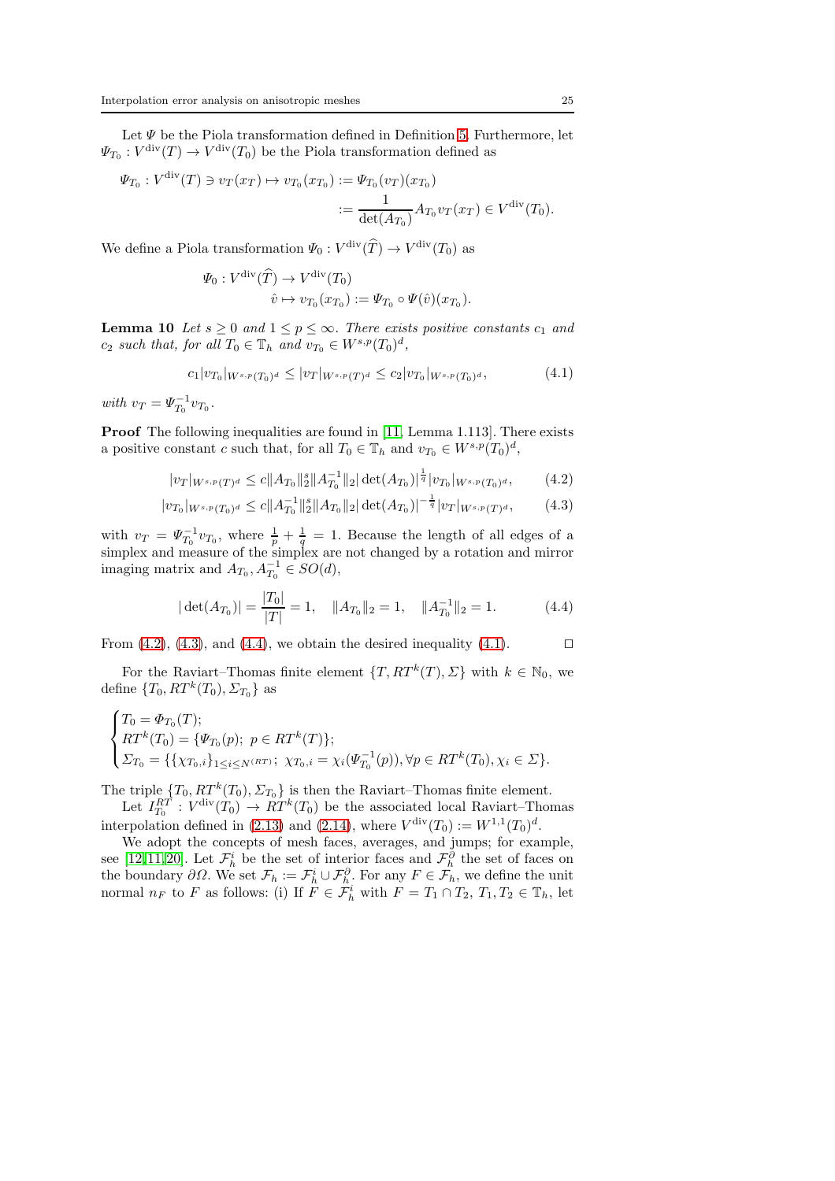Let $\Psi$ be the Piola transformation defined in Definition 5. Furthermore, let $\Psi_{T_0} : V^{\mathrm{div}}(T) \to V^{\mathrm{div}}(T_0)$ be the Piola transformation defined as

$$
\begin{aligned}
\Psi_{T_0} : V^{\mathrm{div}}(T) \ni v_T(x_T) \mapsto v_{T_0}(x_{T_0}) &:= \Psi_{T_0}(v_T)(x_{T_0}) \\
&:= \frac{1}{\det(A_{T_0})} A_{T_0} v_T(x_T) \in V^{\mathrm{div}}(T_0).
\end{aligned}
$$

We define a Piola transformation $\Psi_0 : V^{\mathrm{div}}(\widehat{T}) \to V^{\mathrm{div}}(T_0)$ as

$$
\begin{aligned}
\Psi_0 : V^{\mathrm{div}}(\widehat{T}) &\to V^{\mathrm{div}}(T_0) \\
\hat{v} &\mapsto v_{T_0}(x_{T_0}) := \Psi_{T_0} \circ \Psi(\hat{v})(x_{T_0}).
\end{aligned}
$$

**Lemma 10** *Let $s \geq 0$ and $1 \leq p \leq \infty$. There exists positive constants $c_1$ and $c_2$ such that, for all $T_0 \in \mathbb{T}_h$ and $v_{T_0} \in W^{s,p}(T_0)^d$,*

$$
c_1 |v_{T_0}|_{W^{s,p}(T_0)^d} \leq |v_T|_{W^{s,p}(T)^d} \leq c_2 |v_{T_0}|_{W^{s,p}(T_0)^d}, \tag{4.1}
$$

*with $v_T = \Psi_{T_0}^{-1} v_{T_0}$.*

**Proof** The following inequalities are found in [11, Lemma 1.113]. There exists a positive constant $c$ such that, for all $T_0 \in \mathbb{T}_h$ and $v_{T_0} \in W^{s,p}(T_0)^d$,

$$
|v_T|_{W^{s,p}(T)^d} \leq c \|A_{T_0}\|_2^s \|A_{T_0}^{-1}\|_2 |\det(A_{T_0})|^{\frac{1}{q}} |v_{T_0}|_{W^{s,p}(T_0)^d}, \tag{4.2}
$$

$$
|v_{T_0}|_{W^{s,p}(T_0)^d} \leq c \|A_{T_0}^{-1}\|_2^s \|A_{T_0}\|_2 |\det(A_{T_0})|^{-\frac{1}{q}} |v_T|_{W^{s,p}(T)^d}, \tag{4.3}
$$

with $v_T = \Psi_{T_0}^{-1} v_{T_0}$, where $\frac{1}{p} + \frac{1}{q} = 1$. Because the length of all edges of a simplex and measure of the simplex are not changed by a rotation and mirror imaging matrix and $A_{T_0}, A_{T_0}^{-1} \in SO(d)$,

$$
|\det(A_{T_0})| = \frac{|T_0|}{|T|} = 1, \quad \|A_{T_0}\|_2 = 1, \quad \|A_{T_0}^{-1}\|_2 = 1. \tag{4.4}
$$

From (4.2), (4.3), and (4.4), we obtain the desired inequality (4.1). $\square$

For the Raviart–Thomas finite element $\{T, RT^k(T), \Sigma\}$ with $k \in \mathbb{N}_0$, we define $\{T_0, RT^k(T_0), \Sigma_{T_0}\}$ as

$$
\begin{cases}
T_0 = \Phi_{T_0}(T); \\
RT^k(T_0) = \{\Psi_{T_0}(p);\ p \in RT^k(T)\}; \\
\Sigma_{T_0} = \{\{\chi_{T_0,i}\}_{1 \leq i \leq N^{(RT)}};\ \chi_{T_0,i} = \chi_i(\Psi_{T_0}^{-1}(p)), \forall p \in RT^k(T_0), \chi_i \in \Sigma\}.
\end{cases}
$$

The triple $\{T_0, RT^k(T_0), \Sigma_{T_0}\}$ is then the Raviart–Thomas finite element.

Let $I_{T_0}^{RT} : V^{\mathrm{div}}(T_0) \to RT^k(T_0)$ be the associated local Raviart–Thomas interpolation defined in (2.13) and (2.14), where $V^{\mathrm{div}}(T_0) := W^{1,1}(T_0)^d$.

We adopt the concepts of mesh faces, averages, and jumps; for example, see [12,11,20]. Let $\mathcal{F}_h^i$ be the set of interior faces and $\mathcal{F}_h^{\partial}$ the set of faces on the boundary $\partial\Omega$. We set $\mathcal{F}_h := \mathcal{F}_h^i \cup \mathcal{F}_h^{\partial}$. For any $F \in \mathcal{F}_h$, we define the unit normal $n_F$ to $F$ as follows: (i) If $F \in \mathcal{F}_h^i$ with $F = T_1 \cap T_2$, $T_1, T_2 \in \mathbb{T}_h$, let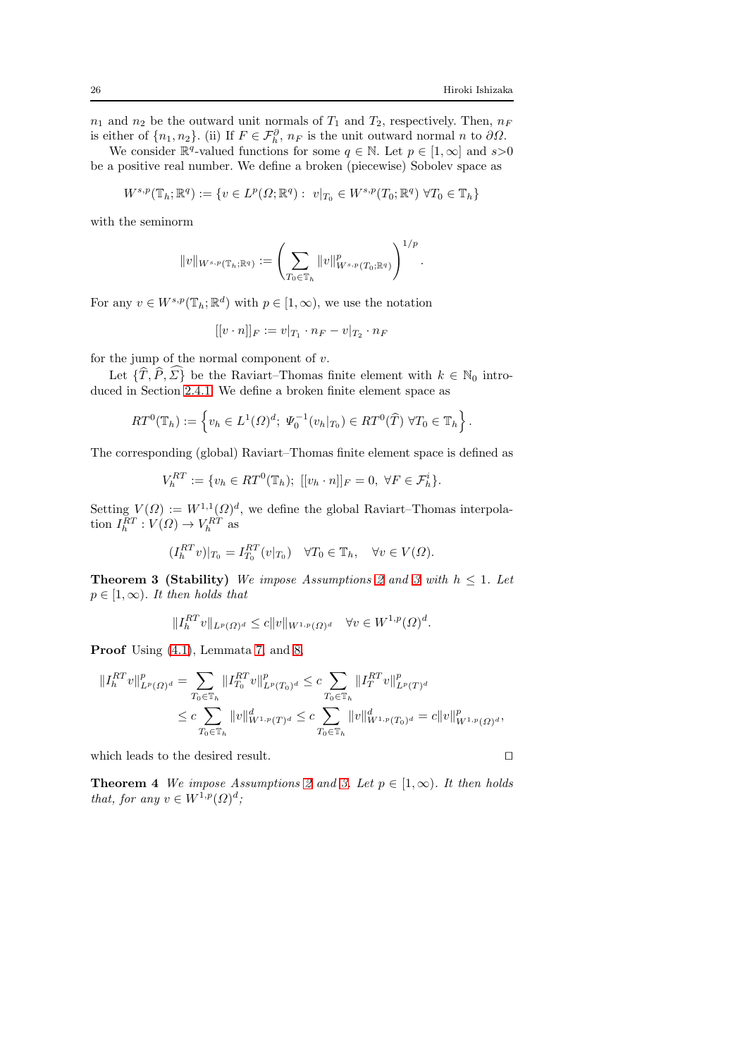$n_1$ and $n_2$ be the outward unit normals of $T_1$ and $T_2$, respectively. Then, $n_F$ is either of $\{n_1, n_2\}$. (ii) If $F \in \mathcal{F}_h^{\partial}$, $n_F$ is the unit outward normal $n$ to $\partial\Omega$.

We consider $\mathbb{R}^q$-valued functions for some $q \in \mathbb{N}$. Let $p \in [1,\infty]$ and $s>0$ be a positive real number. We define a broken (piecewise) Sobolev space as

$$W^{s,p}(\mathbb{T}_h;\mathbb{R}^q) := \{v \in L^p(\Omega;\mathbb{R}^q) : \ v|_{T_0} \in W^{s,p}(T_0;\mathbb{R}^q) \ \forall T_0 \in \mathbb{T}_h\}$$

with the seminorm

$$\|v\|_{W^{s,p}(\mathbb{T}_h;\mathbb{R}^q)} := \left( \sum_{T_0 \in \mathbb{T}_h} \|v\|^p_{W^{s,p}(T_0;\mathbb{R}^q)} \right)^{1/p}.$$

For any $v \in W^{s,p}(\mathbb{T}_h;\mathbb{R}^d)$ with $p \in [1,\infty)$, we use the notation

$$[[v \cdot n]]_F := v|_{T_1} \cdot n_F - v|_{T_2} \cdot n_F$$

for the jump of the normal component of $v$.

Let $\{\widehat{T}, \widehat{P}, \widehat{\Sigma}\}$ be the Raviart–Thomas finite element with $k \in \mathbb{N}_0$ introduced in Section 2.4.1. We define a broken finite element space as

$$RT^0(\mathbb{T}_h) := \left\{ v_h \in L^1(\Omega)^d; \ \Psi_0^{-1}(v_h|_{T_0}) \in RT^0(\widehat{T}) \ \forall T_0 \in \mathbb{T}_h \right\}.$$

The corresponding (global) Raviart–Thomas finite element space is defined as

$$V_h^{RT} := \{v_h \in RT^0(\mathbb{T}_h); \ [[v_h \cdot n]]_F = 0, \ \forall F \in \mathcal{F}_h^i\}.$$

Setting $V(\Omega) := W^{1,1}(\Omega)^d$, we define the global Raviart–Thomas interpolation $I_h^{RT} : V(\Omega) \to V_h^{RT}$ as

$$(I_h^{RT} v)|_{T_0} = I_{T_0}^{RT}(v|_{T_0}) \quad \forall T_0 \in \mathbb{T}_h, \quad \forall v \in V(\Omega).$$

**Theorem 3 (Stability)** *We impose Assumptions 2 and 3 with $h \leq 1$. Let $p \in [1,\infty)$. It then holds that*

$$\|I_h^{RT} v\|_{L^p(\Omega)^d} \leq c\|v\|_{W^{1,p}(\Omega)^d} \quad \forall v \in W^{1,p}(\Omega)^d.$$

**Proof** Using (4.1), Lemmata 7, and 8,

$$\begin{aligned}
\|I_h^{RT} v\|^p_{L^p(\Omega)^d} &= \sum_{T_0 \in \mathbb{T}_h} \|I_{T_0}^{RT} v\|^p_{L^p(T_0)^d} \leq c \sum_{T_0 \in \mathbb{T}_h} \|I_T^{RT} v\|^p_{L^p(T)^d} \\
&\leq c \sum_{T_0 \in \mathbb{T}_h} \|v\|^d_{W^{1,p}(T)^d} \leq c \sum_{T_0 \in \mathbb{T}_h} \|v\|^d_{W^{1,p}(T_0)^d} = c\|v\|^p_{W^{1,p}(\Omega)^d},
\end{aligned}$$

which leads to the desired result. $\square$

**Theorem 4** *We impose Assumptions 2 and 3. Let $p \in [1,\infty)$. It then holds that, for any $v \in W^{1,p}(\Omega)^d$;*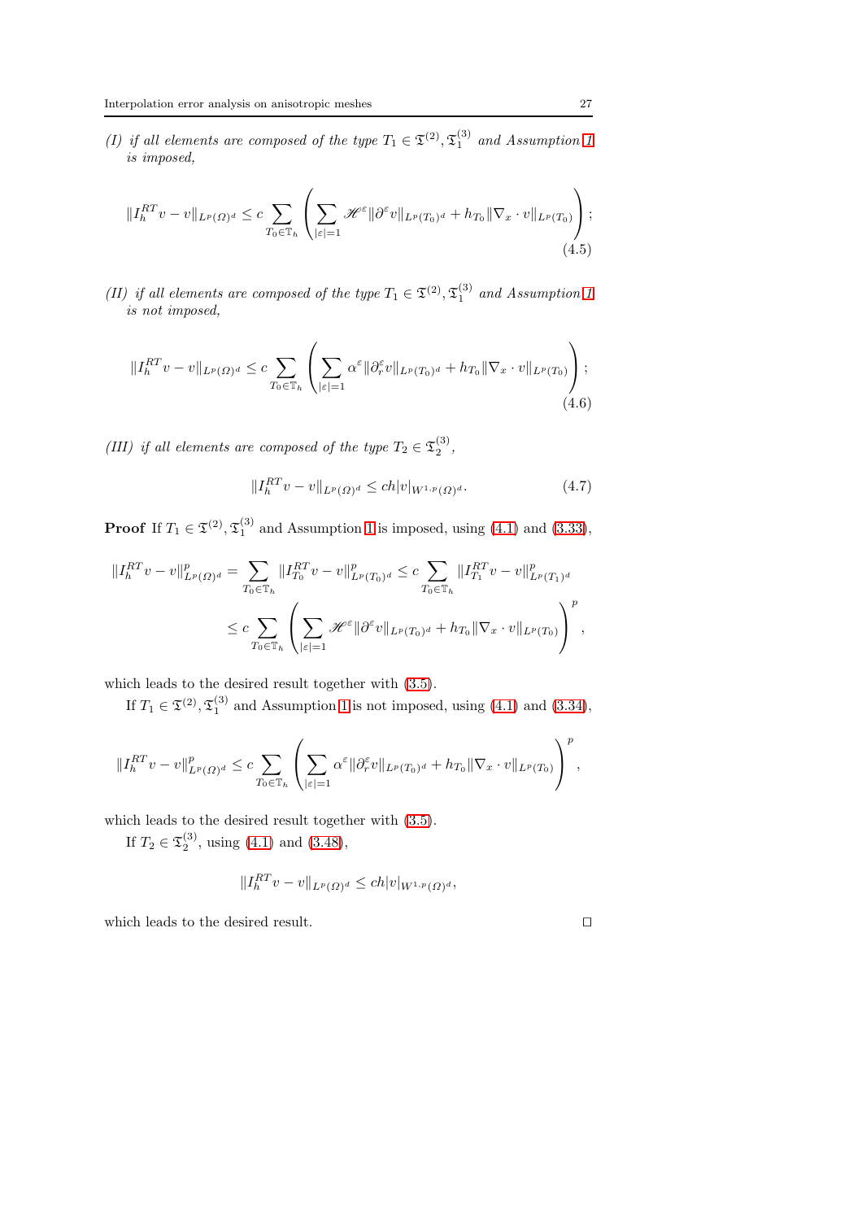*(I) if all elements are composed of the type $T_1 \in \mathfrak{T}^{(2)}, \mathfrak{T}_1^{(3)}$ and Assumption 1 is imposed,*

$$
\|I_h^{RT} v - v\|_{L^p(\Omega)^d} \leq c \sum_{T_0 \in \mathbb{T}_h} \left( \sum_{|\varepsilon|=1} \mathscr{H}^{\varepsilon} \|\partial^{\varepsilon} v\|_{L^p(T_0)^d} + h_{T_0} \|\nabla_x \cdot v\|_{L^p(T_0)} \right); \tag{4.5}
$$

*(II) if all elements are composed of the type $T_1 \in \mathfrak{T}^{(2)}, \mathfrak{T}_1^{(3)}$ and Assumption 1 is not imposed,*

$$
\|I_h^{RT} v - v\|_{L^p(\Omega)^d} \leq c \sum_{T_0 \in \mathbb{T}_h} \left( \sum_{|\varepsilon|=1} \alpha^{\varepsilon} \|\partial_r^{\varepsilon} v\|_{L^p(T_0)^d} + h_{T_0} \|\nabla_x \cdot v\|_{L^p(T_0)} \right); \tag{4.6}
$$

*(III) if all elements are composed of the type $T_2 \in \mathfrak{T}_2^{(3)}$,*

$$
\|I_h^{RT} v - v\|_{L^p(\Omega)^d} \leq ch |v|_{W^{1,p}(\Omega)^d}. \tag{4.7}
$$

**Proof** If $T_1 \in \mathfrak{T}^{(2)}, \mathfrak{T}_1^{(3)}$ and Assumption 1 is imposed, using (4.1) and (3.33),

$$
\begin{aligned}
\|I_h^{RT} v - v\|_{L^p(\Omega)^d}^p &= \sum_{T_0 \in \mathbb{T}_h} \|I_{T_0}^{RT} v - v\|_{L^p(T_0)^d}^p \leq c \sum_{T_0 \in \mathbb{T}_h} \|I_{T_1}^{RT} v - v\|_{L^p(T_1)^d}^p \\
&\leq c \sum_{T_0 \in \mathbb{T}_h} \left( \sum_{|\varepsilon|=1} \mathscr{H}^{\varepsilon} \|\partial^{\varepsilon} v\|_{L^p(T_0)^d} + h_{T_0} \|\nabla_x \cdot v\|_{L^p(T_0)} \right)^p,
\end{aligned}
$$

which leads to the desired result together with (3.5).

If $T_1 \in \mathfrak{T}^{(2)}, \mathfrak{T}_1^{(3)}$ and Assumption 1 is not imposed, using (4.1) and (3.34),

$$
\|I_h^{RT} v - v\|_{L^p(\Omega)^d}^p \leq c \sum_{T_0 \in \mathbb{T}_h} \left( \sum_{|\varepsilon|=1} \alpha^{\varepsilon} \|\partial_r^{\varepsilon} v\|_{L^p(T_0)^d} + h_{T_0} \|\nabla_x \cdot v\|_{L^p(T_0)} \right)^p,
$$

which leads to the desired result together with (3.5).

If $T_2 \in \mathfrak{T}_2^{(3)}$, using (4.1) and (3.48),

$$
\|I_h^{RT} v - v\|_{L^p(\Omega)^d} \leq ch |v|_{W^{1,p}(\Omega)^d},
$$

which leads to the desired result. $\square$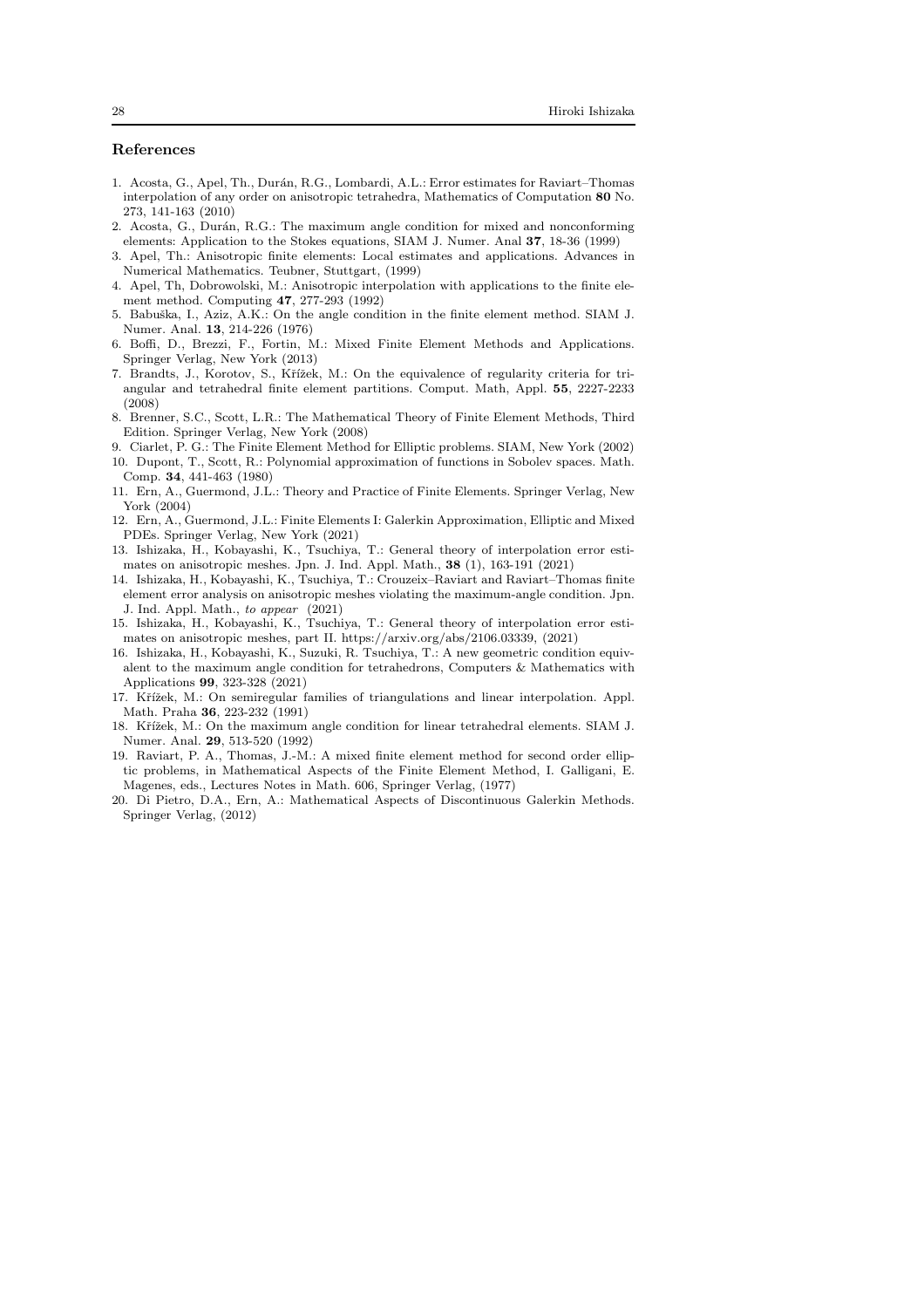## References

1. Acosta, G., Apel, Th., Durán, R.G., Lombardi, A.L.: Error estimates for Raviart–Thomas interpolation of any order on anisotropic tetrahedra, Mathematics of Computation **80** No. 273, 141-163 (2010)
2. Acosta, G., Durán, R.G.: The maximum angle condition for mixed and nonconforming elements: Application to the Stokes equations, SIAM J. Numer. Anal **37**, 18-36 (1999)
3. Apel, Th.: Anisotropic finite elements: Local estimates and applications. Advances in Numerical Mathematics. Teubner, Stuttgart, (1999)
4. Apel, Th, Dobrowolski, M.: Anisotropic interpolation with applications to the finite element method. Computing **47**, 277-293 (1992)
5. Babuška, I., Aziz, A.K.: On the angle condition in the finite element method. SIAM J. Numer. Anal. **13**, 214-226 (1976)
6. Boffi, D., Brezzi, F., Fortin, M.: Mixed Finite Element Methods and Applications. Springer Verlag, New York (2013)
7. Brandts, J., Korotov, S., Křížek, M.: On the equivalence of regularity criteria for triangular and tetrahedral finite element partitions. Comput. Math, Appl. **55**, 2227-2233 (2008)
8. Brenner, S.C., Scott, L.R.: The Mathematical Theory of Finite Element Methods, Third Edition. Springer Verlag, New York (2008)
9. Ciarlet, P. G.: The Finite Element Method for Elliptic problems. SIAM, New York (2002)
10. Dupont, T., Scott, R.: Polynomial approximation of functions in Sobolev spaces. Math. Comp. **34**, 441-463 (1980)
11. Ern, A., Guermond, J.L.: Theory and Practice of Finite Elements. Springer Verlag, New York (2004)
12. Ern, A., Guermond, J.L.: Finite Elements I: Galerkin Approximation, Elliptic and Mixed PDEs. Springer Verlag, New York (2021)
13. Ishizaka, H., Kobayashi, K., Tsuchiya, T.: General theory of interpolation error estimates on anisotropic meshes. Jpn. J. Ind. Appl. Math., **38** (1), 163-191 (2021)
14. Ishizaka, H., Kobayashi, K., Tsuchiya, T.: Crouzeix–Raviart and Raviart–Thomas finite element error analysis on anisotropic meshes violating the maximum-angle condition. Jpn. J. Ind. Appl. Math., *to appear* (2021)
15. Ishizaka, H., Kobayashi, K., Tsuchiya, T.: General theory of interpolation error estimates on anisotropic meshes, part II. https://arxiv.org/abs/2106.03339, (2021)
16. Ishizaka, H., Kobayashi, K., Suzuki, R. Tsuchiya, T.: A new geometric condition equivalent to the maximum angle condition for tetrahedrons, Computers & Mathematics with Applications **99**, 323-328 (2021)
17. Křížek, M.: On semiregular families of triangulations and linear interpolation. Appl. Math. Praha **36**, 223-232 (1991)
18. Křížek, M.: On the maximum angle condition for linear tetrahedral elements. SIAM J. Numer. Anal. **29**, 513-520 (1992)
19. Raviart, P. A., Thomas, J.-M.: A mixed finite element method for second order elliptic problems, in Mathematical Aspects of the Finite Element Method, I. Galligani, E. Magenes, eds., Lectures Notes in Math. 606, Springer Verlag, (1977)
20. Di Pietro, D.A., Ern, A.: Mathematical Aspects of Discontinuous Galerkin Methods. Springer Verlag, (2012)